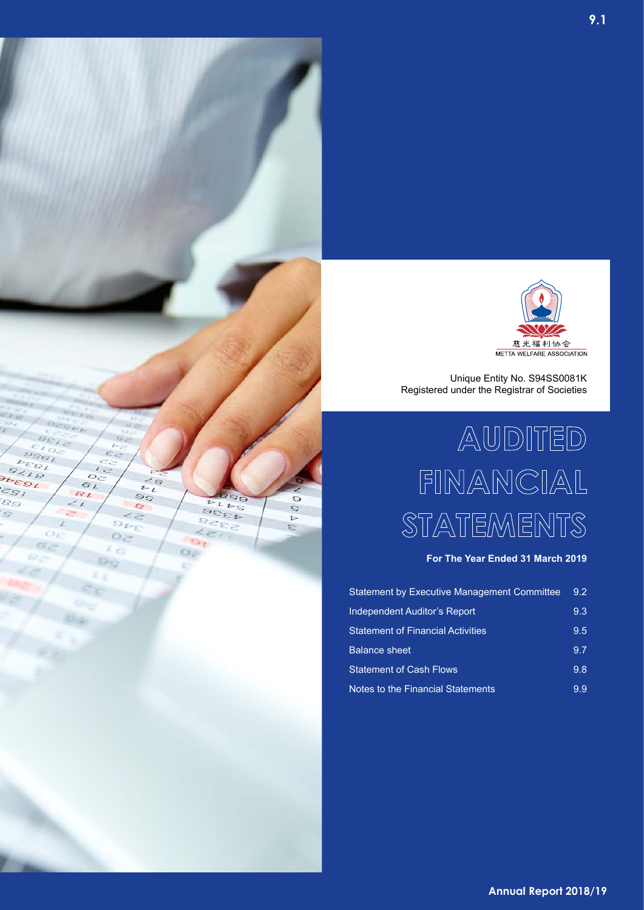慈光福利协会
METTA WELFARE ASSOCIATION

Unique Entity No. S94SS0081K
Registered under the Registrar of Societies

# AUDITED FINANCIAL STATEMENTS

**For The Year Ended 31 March 2019**

| | |
|---|---|
| Statement by Executive Management Committee | 9.2 |
| Independent Auditor's Report | 9.3 |
| Statement of Financial Activities | 9.5 |
| Balance sheet | 9.7 |
| Statement of Cash Flows | 9.8 |
| Notes to the Financial Statements | 9.9 |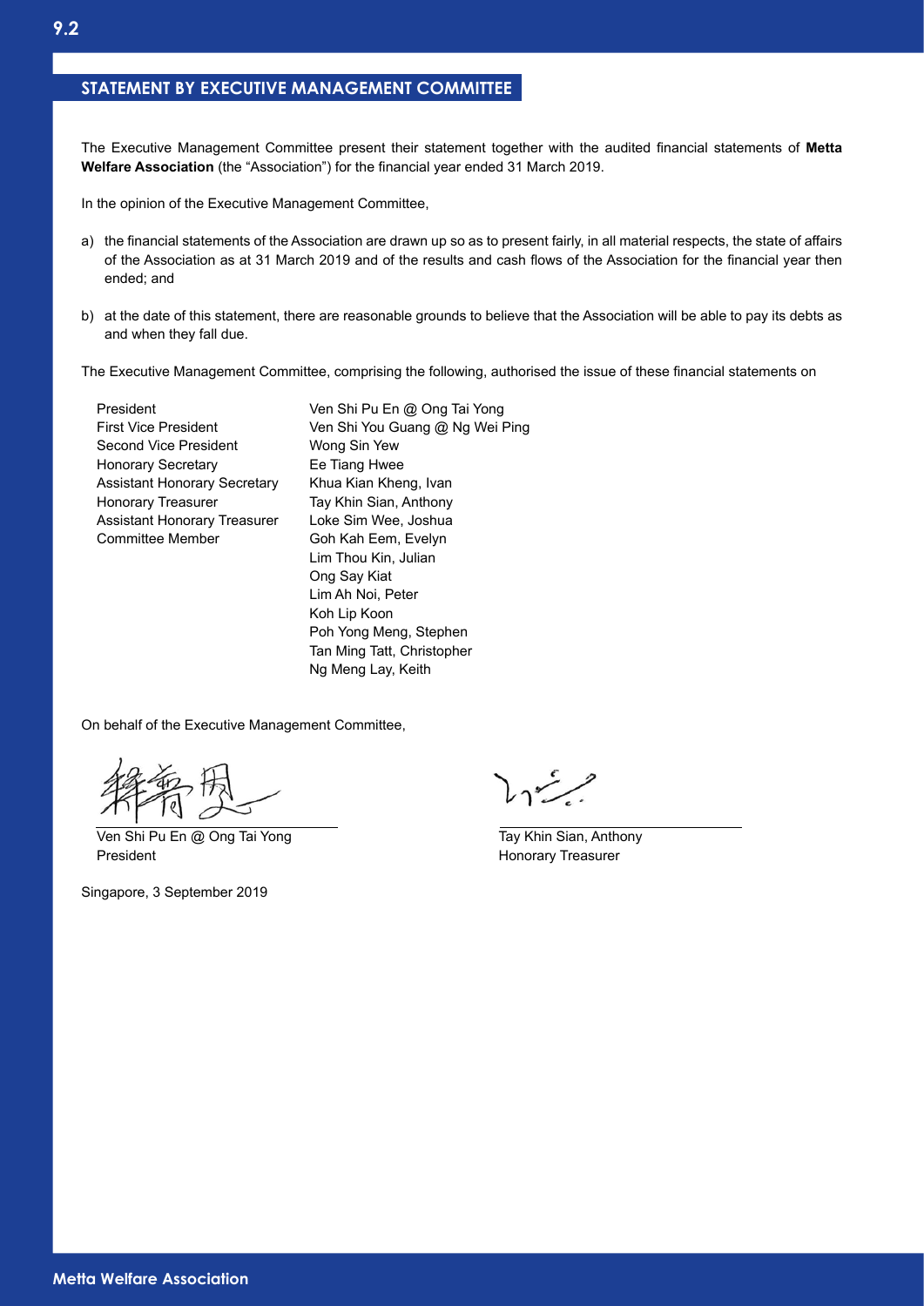## STATEMENT BY EXECUTIVE MANAGEMENT COMMITTEE

The Executive Management Committee present their statement together with the audited financial statements of **Metta Welfare Association** (the "Association") for the financial year ended 31 March 2019.

In the opinion of the Executive Management Committee,

a) the financial statements of the Association are drawn up so as to present fairly, in all material respects, the state of affairs of the Association as at 31 March 2019 and of the results and cash flows of the Association for the financial year then ended; and

b) at the date of this statement, there are reasonable grounds to believe that the Association will be able to pay its debts as and when they fall due.

The Executive Management Committee, comprising the following, authorised the issue of these financial statements on

| | |
|---|---|
| President | Ven Shi Pu En @ Ong Tai Yong |
| First Vice President | Ven Shi You Guang @ Ng Wei Ping |
| Second Vice President | Wong Sin Yew |
| Honorary Secretary | Ee Tiang Hwee |
| Assistant Honorary Secretary | Khua Kian Kheng, Ivan |
| Honorary Treasurer | Tay Khin Sian, Anthony |
| Assistant Honorary Treasurer | Loke Sim Wee, Joshua |
| Committee Member | Goh Kah Eem, Evelyn |
| | Lim Thou Kin, Julian |
| | Ong Say Kiat |
| | Lim Ah Noi, Peter |
| | Koh Lip Koon |
| | Poh Yong Meng, Stephen |
| | Tan Ming Tatt, Christopher |
| | Ng Meng Lay, Keith |

On behalf of the Executive Management Committee,

Ven Shi Pu En @ Ong Tai Yong
President

Tay Khin Sian, Anthony
Honorary Treasurer

Singapore, 3 September 2019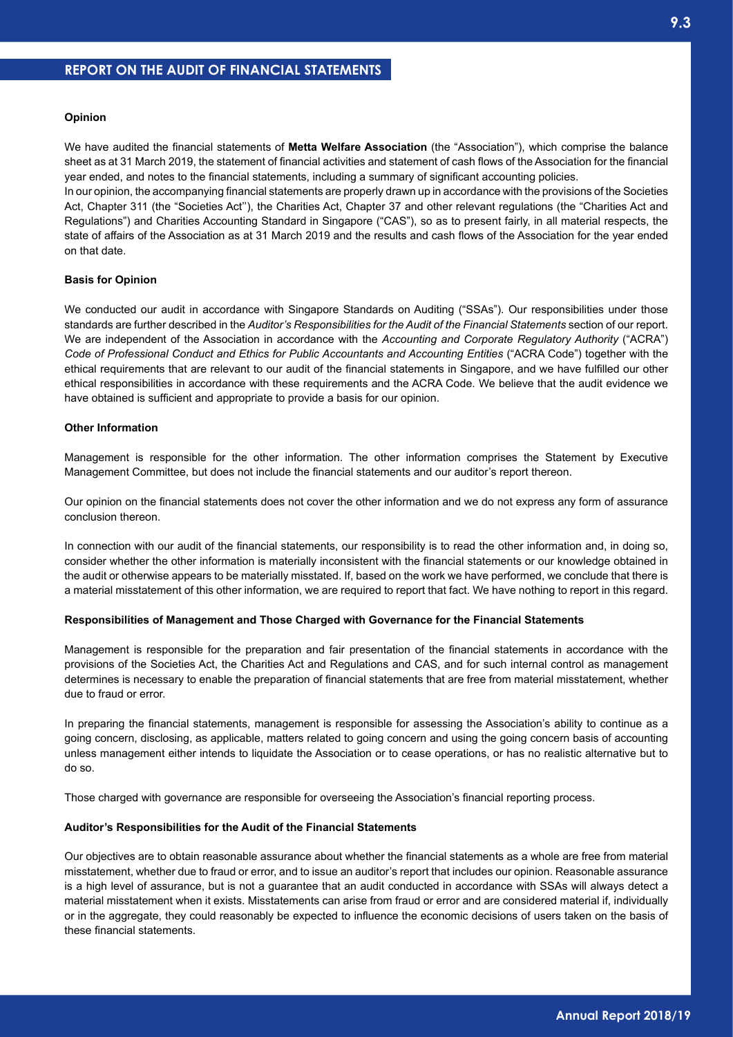## REPORT ON THE AUDIT OF FINANCIAL STATEMENTS

### Opinion

We have audited the financial statements of **Metta Welfare Association** (the "Association"), which comprise the balance sheet as at 31 March 2019, the statement of financial activities and statement of cash flows of the Association for the financial year ended, and notes to the financial statements, including a summary of significant accounting policies.

In our opinion, the accompanying financial statements are properly drawn up in accordance with the provisions of the Societies Act, Chapter 311 (the "Societies Act''), the Charities Act, Chapter 37 and other relevant regulations (the "Charities Act and Regulations") and Charities Accounting Standard in Singapore ("CAS"), so as to present fairly, in all material respects, the state of affairs of the Association as at 31 March 2019 and the results and cash flows of the Association for the year ended on that date.

### Basis for Opinion

We conducted our audit in accordance with Singapore Standards on Auditing ("SSAs"). Our responsibilities under those standards are further described in the *Auditor's Responsibilities for the Audit of the Financial Statements* section of our report. We are independent of the Association in accordance with the *Accounting and Corporate Regulatory Authority* ("ACRA") *Code of Professional Conduct and Ethics for Public Accountants and Accounting Entities* ("ACRA Code") together with the ethical requirements that are relevant to our audit of the financial statements in Singapore, and we have fulfilled our other ethical responsibilities in accordance with these requirements and the ACRA Code. We believe that the audit evidence we have obtained is sufficient and appropriate to provide a basis for our opinion.

### Other Information

Management is responsible for the other information. The other information comprises the Statement by Executive Management Committee, but does not include the financial statements and our auditor's report thereon.

Our opinion on the financial statements does not cover the other information and we do not express any form of assurance conclusion thereon.

In connection with our audit of the financial statements, our responsibility is to read the other information and, in doing so, consider whether the other information is materially inconsistent with the financial statements or our knowledge obtained in the audit or otherwise appears to be materially misstated. If, based on the work we have performed, we conclude that there is a material misstatement of this other information, we are required to report that fact. We have nothing to report in this regard.

### Responsibilities of Management and Those Charged with Governance for the Financial Statements

Management is responsible for the preparation and fair presentation of the financial statements in accordance with the provisions of the Societies Act, the Charities Act and Regulations and CAS, and for such internal control as management determines is necessary to enable the preparation of financial statements that are free from material misstatement, whether due to fraud or error.

In preparing the financial statements, management is responsible for assessing the Association's ability to continue as a going concern, disclosing, as applicable, matters related to going concern and using the going concern basis of accounting unless management either intends to liquidate the Association or to cease operations, or has no realistic alternative but to do so.

Those charged with governance are responsible for overseeing the Association's financial reporting process.

### Auditor's Responsibilities for the Audit of the Financial Statements

Our objectives are to obtain reasonable assurance about whether the financial statements as a whole are free from material misstatement, whether due to fraud or error, and to issue an auditor's report that includes our opinion. Reasonable assurance is a high level of assurance, but is not a guarantee that an audit conducted in accordance with SSAs will always detect a material misstatement when it exists. Misstatements can arise from fraud or error and are considered material if, individually or in the aggregate, they could reasonably be expected to influence the economic decisions of users taken on the basis of these financial statements.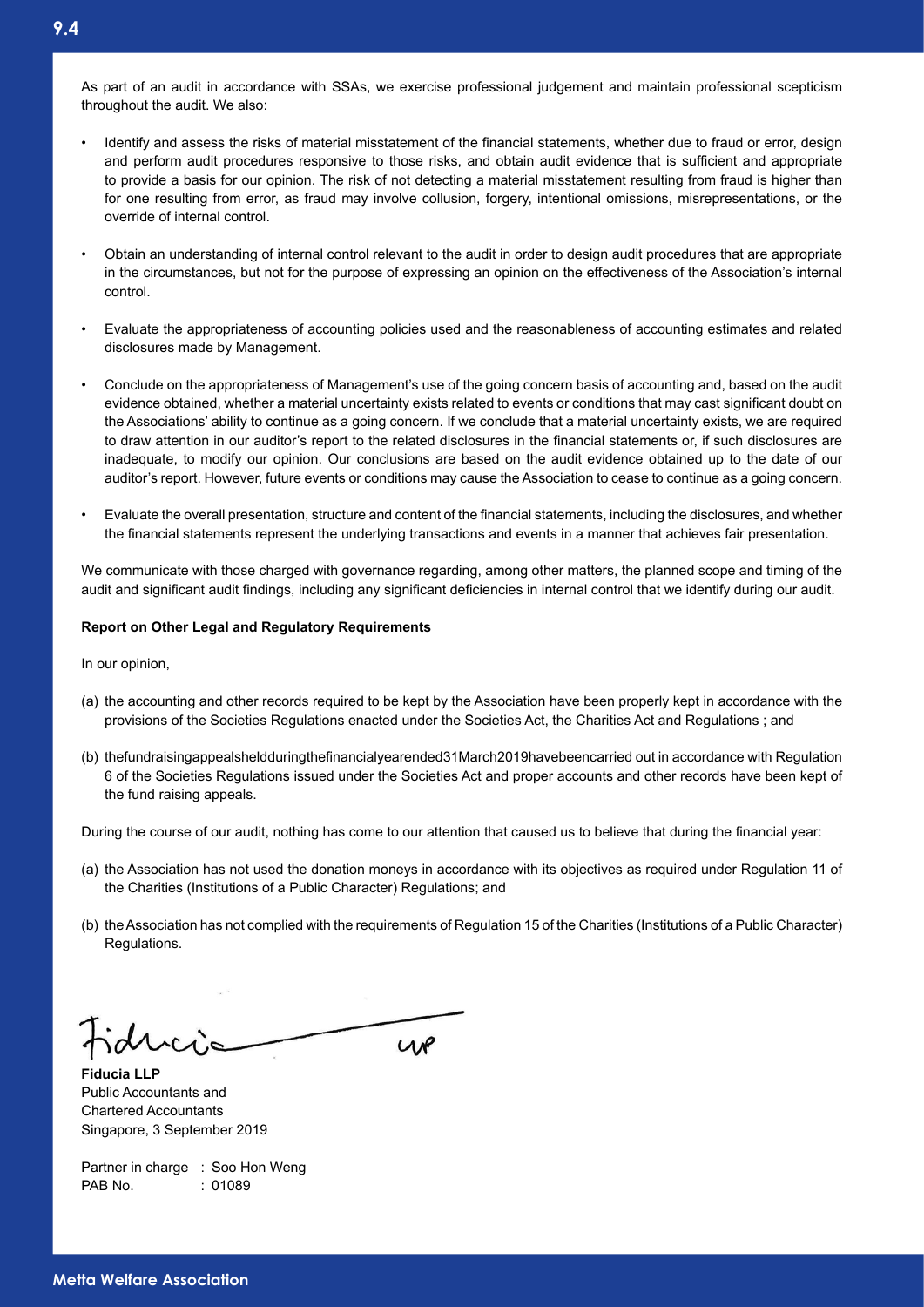As part of an audit in accordance with SSAs, we exercise professional judgement and maintain professional scepticism throughout the audit. We also:

- Identify and assess the risks of material misstatement of the financial statements, whether due to fraud or error, design and perform audit procedures responsive to those risks, and obtain audit evidence that is sufficient and appropriate to provide a basis for our opinion. The risk of not detecting a material misstatement resulting from fraud is higher than for one resulting from error, as fraud may involve collusion, forgery, intentional omissions, misrepresentations, or the override of internal control.

- Obtain an understanding of internal control relevant to the audit in order to design audit procedures that are appropriate in the circumstances, but not for the purpose of expressing an opinion on the effectiveness of the Association's internal control.

- Evaluate the appropriateness of accounting policies used and the reasonableness of accounting estimates and related disclosures made by Management.

- Conclude on the appropriateness of Management's use of the going concern basis of accounting and, based on the audit evidence obtained, whether a material uncertainty exists related to events or conditions that may cast significant doubt on the Associations' ability to continue as a going concern. If we conclude that a material uncertainty exists, we are required to draw attention in our auditor's report to the related disclosures in the financial statements or, if such disclosures are inadequate, to modify our opinion. Our conclusions are based on the audit evidence obtained up to the date of our auditor's report. However, future events or conditions may cause the Association to cease to continue as a going concern.

- Evaluate the overall presentation, structure and content of the financial statements, including the disclosures, and whether the financial statements represent the underlying transactions and events in a manner that achieves fair presentation.

We communicate with those charged with governance regarding, among other matters, the planned scope and timing of the audit and significant audit findings, including any significant deficiencies in internal control that we identify during our audit.

**Report on Other Legal and Regulatory Requirements**

In our opinion,

(a) the accounting and other records required to be kept by the Association have been properly kept in accordance with the provisions of the Societies Regulations enacted under the Societies Act, the Charities Act and Regulations ; and

(b) the fundraising appeals held during the financial year ended 31 March 2019 have been carried out in accordance with Regulation 6 of the Societies Regulations issued under the Societies Act and proper accounts and other records have been kept of the fund raising appeals.

During the course of our audit, nothing has come to our attention that caused us to believe that during the financial year:

(a) the Association has not used the donation moneys in accordance with its objectives as required under Regulation 11 of the Charities (Institutions of a Public Character) Regulations; and

(b) the Association has not complied with the requirements of Regulation 15 of the Charities (Institutions of a Public Character) Regulations.

**Fiducia LLP**
Public Accountants and
Chartered Accountants
Singapore, 3 September 2019

Partner in charge : Soo Hon Weng
PAB No. : 01089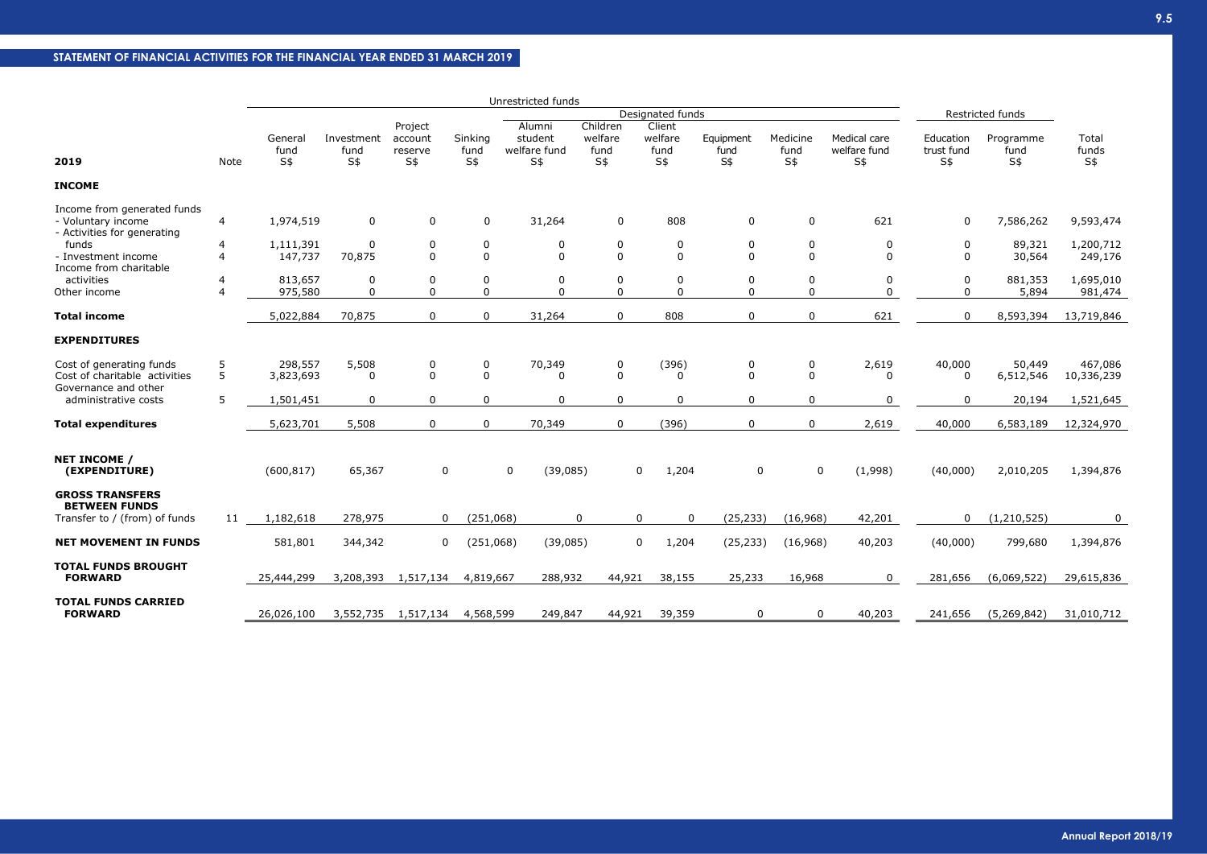## STATEMENT OF FINANCIAL ACTIVITIES FOR THE FINANCIAL YEAR ENDED 31 MARCH 2019

| | | Unrestricted funds | | | | | | | | | | Restricted funds | | |
|---|---|---|---|---|---|---|---|---|---|---|---|---|---|---|
| | | | | | | Designated funds | | | | | | | | |
| 2019 | Note | General fund S$ | Investment fund S$ | Project account reserve S$ | Sinking fund S$ | Alumni student welfare fund S$ | Children welfare fund S$ | Client welfare fund S$ | Equipment fund S$ | Medicine fund S$ | Medical care welfare fund S$ | Education trust fund S$ | Programme fund S$ | Total funds S$ |
| **INCOME** | | | | | | | | | | | | | | |
| Income from generated funds | | | | | | | | | | | | | | |
| - Voluntary income | 4 | 1,974,519 | 0 | 0 | 0 | 31,264 | 0 | 808 | 0 | 0 | 621 | 0 | 7,586,262 | 9,593,474 |
| - Activities for generating funds | 4 | 1,111,391 | 0 | 0 | 0 | 0 | 0 | 0 | 0 | 0 | 0 | 0 | 89,321 | 1,200,712 |
| - Investment income | 4 | 147,737 | 70,875 | 0 | 0 | 0 | 0 | 0 | 0 | 0 | 0 | 0 | 30,564 | 249,176 |
| Income from charitable activities | 4 | 813,657 | 0 | 0 | 0 | 0 | 0 | 0 | 0 | 0 | 0 | 0 | 881,353 | 1,695,010 |
| Other income | 4 | 975,580 | 0 | 0 | 0 | 0 | 0 | 0 | 0 | 0 | 0 | 0 | 5,894 | 981,474 |
| **Total income** | | 5,022,884 | 70,875 | 0 | 0 | 31,264 | 0 | 808 | 0 | 0 | 621 | 0 | 8,593,394 | 13,719,846 |
| **EXPENDITURES** | | | | | | | | | | | | | | |
| Cost of generating funds | 5 | 298,557 | 5,508 | 0 | 0 | 70,349 | 0 | (396) | 0 | 0 | 2,619 | 40,000 | 50,449 | 467,086 |
| Cost of charitable activities | 5 | 3,823,693 | 0 | 0 | 0 | 0 | 0 | 0 | 0 | 0 | 0 | 0 | 6,512,546 | 10,336,239 |
| Governance and other administrative costs | 5 | 1,501,451 | 0 | 0 | 0 | 0 | 0 | 0 | 0 | 0 | 0 | 0 | 20,194 | 1,521,645 |
| **Total expenditures** | | 5,623,701 | 5,508 | 0 | 0 | 70,349 | 0 | (396) | 0 | 0 | 2,619 | 40,000 | 6,583,189 | 12,324,970 |
| **NET INCOME / (EXPENDITURE)** | | (600,817) | 65,367 | 0 | 0 | (39,085) | 0 | 1,204 | 0 | 0 | (1,998) | (40,000) | 2,010,205 | 1,394,876 |
| **GROSS TRANSFERS BETWEEN FUNDS** | | | | | | | | | | | | | | |
| Transfer to / (from) of funds | 11 | 1,182,618 | 278,975 | 0 | (251,068) | 0 | 0 | 0 | (25,233) | (16,968) | 42,201 | 0 | (1,210,525) | 0 |
| **NET MOVEMENT IN FUNDS** | | 581,801 | 344,342 | 0 | (251,068) | (39,085) | 0 | 1,204 | (25,233) | (16,968) | 40,203 | (40,000) | 799,680 | 1,394,876 |
| **TOTAL FUNDS BROUGHT FORWARD** | | 25,444,299 | 3,208,393 | 1,517,134 | 4,819,667 | 288,932 | 44,921 | 38,155 | 25,233 | 16,968 | 0 | 281,656 | (6,069,522) | 29,615,836 |
| **TOTAL FUNDS CARRIED FORWARD** | | 26,026,100 | 3,552,735 | 1,517,134 | 4,568,599 | 249,847 | 44,921 | 39,359 | 0 | 0 | 40,203 | 241,656 | (5,269,842) | 31,010,712 |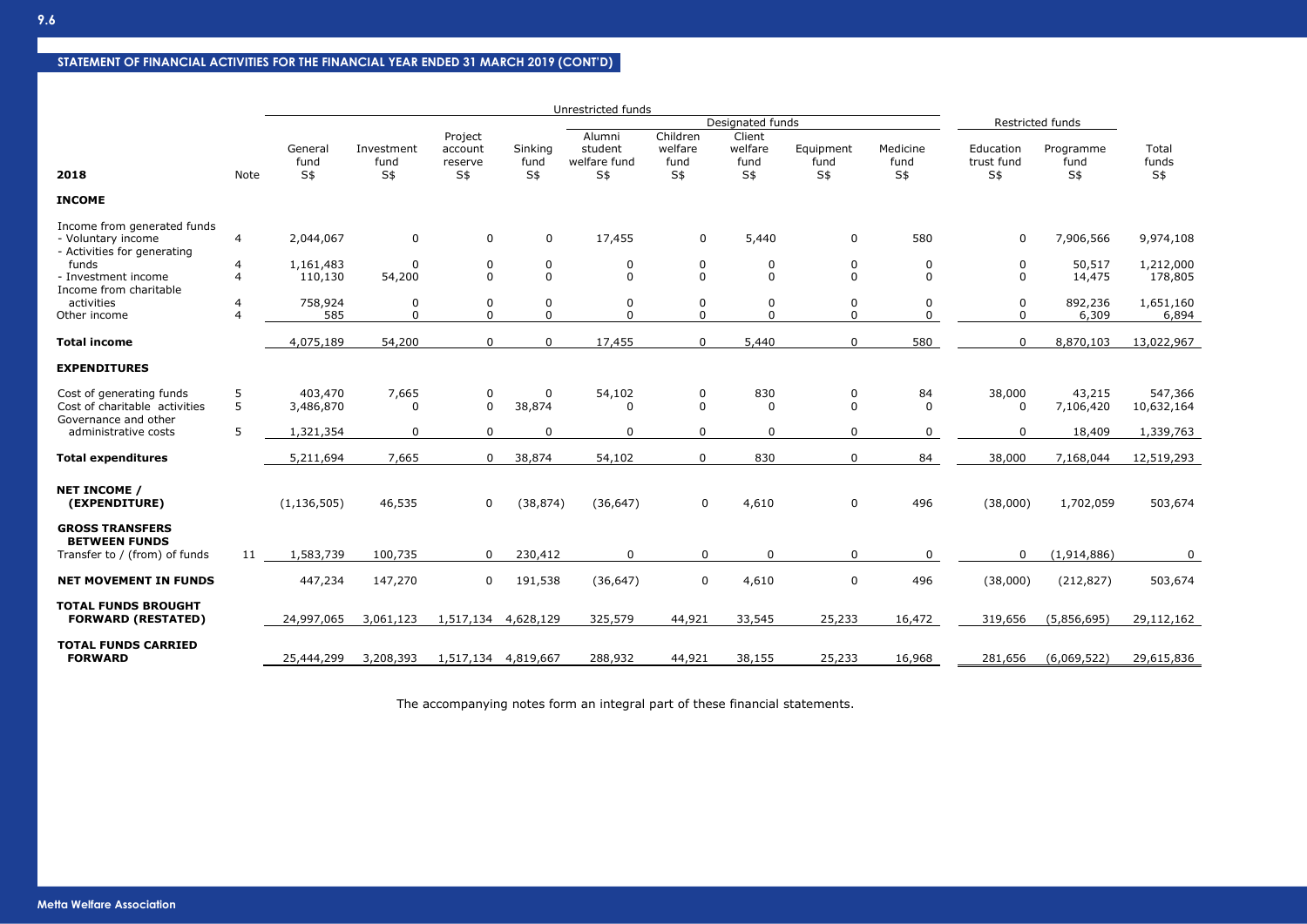## STATEMENT OF FINANCIAL ACTIVITIES FOR THE FINANCIAL YEAR ENDED 31 MARCH 2019 (CONT'D)

| | | Unrestricted funds | | | | | | | | | Restricted funds | | |
|---|---|---|---|---|---|---|---|---|---|---|---|---|---|
| | | | | | | Designated funds | | | | | | | |
| **2018** | Note | General fund S$ | Investment fund S$ | Project account reserve S$ | Sinking fund S$ | Alumni student welfare fund S$ | Children welfare fund S$ | Client welfare fund S$ | Equipment fund S$ | Medicine fund S$ | Education trust fund S$ | Programme fund S$ | Total funds S$ |
| **INCOME** | | | | | | | | | | | | | |
| Income from generated funds | | | | | | | | | | | | | |
| - Voluntary income | 4 | 2,044,067 | 0 | 0 | 0 | 17,455 | 0 | 5,440 | 0 | 580 | 0 | 7,906,566 | 9,974,108 |
| - Activities for generating funds | 4 | 1,161,483 | 0 | 0 | 0 | 0 | 0 | 0 | 0 | 0 | 0 | 50,517 | 1,212,000 |
| - Investment income | 4 | 110,130 | 54,200 | 0 | 0 | 0 | 0 | 0 | 0 | 0 | 0 | 14,475 | 178,805 |
| Income from charitable activities | 4 | 758,924 | 0 | 0 | 0 | 0 | 0 | 0 | 0 | 0 | 0 | 892,236 | 1,651,160 |
| Other income | 4 | 585 | 0 | 0 | 0 | 0 | 0 | 0 | 0 | 0 | 0 | 6,309 | 6,894 |
| **Total income** | | 4,075,189 | 54,200 | 0 | 0 | 17,455 | 0 | 5,440 | 0 | 580 | 0 | 8,870,103 | 13,022,967 |
| **EXPENDITURES** | | | | | | | | | | | | | |
| Cost of generating funds | 5 | 403,470 | 7,665 | 0 | 0 | 54,102 | 0 | 830 | 0 | 84 | 38,000 | 43,215 | 547,366 |
| Cost of charitable activities | 5 | 3,486,870 | 0 | 0 | 38,874 | 0 | 0 | 0 | 0 | 0 | 0 | 7,106,420 | 10,632,164 |
| Governance and other administrative costs | 5 | 1,321,354 | 0 | 0 | 0 | 0 | 0 | 0 | 0 | 0 | 0 | 18,409 | 1,339,763 |
| **Total expenditures** | | 5,211,694 | 7,665 | 0 | 38,874 | 54,102 | 0 | 830 | 0 | 84 | 38,000 | 7,168,044 | 12,519,293 |
| **NET INCOME / (EXPENDITURE)** | | (1,136,505) | 46,535 | 0 | (38,874) | (36,647) | 0 | 4,610 | 0 | 496 | (38,000) | 1,702,059 | 503,674 |
| **GROSS TRANSFERS BETWEEN FUNDS** | | | | | | | | | | | | | |
| Transfer to / (from) of funds | 11 | 1,583,739 | 100,735 | 0 | 230,412 | 0 | 0 | 0 | 0 | 0 | 0 | (1,914,886) | 0 |
| **NET MOVEMENT IN FUNDS** | | 447,234 | 147,270 | 0 | 191,538 | (36,647) | 0 | 4,610 | 0 | 496 | (38,000) | (212,827) | 503,674 |
| **TOTAL FUNDS BROUGHT FORWARD (RESTATED)** | | 24,997,065 | 3,061,123 | 1,517,134 | 4,628,129 | 325,579 | 44,921 | 33,545 | 25,233 | 16,472 | 319,656 | (5,856,695) | 29,112,162 |
| **TOTAL FUNDS CARRIED FORWARD** | | 25,444,299 | 3,208,393 | 1,517,134 | 4,819,667 | 288,932 | 44,921 | 38,155 | 25,233 | 16,968 | 281,656 | (6,069,522) | 29,615,836 |

The accompanying notes form an integral part of these financial statements.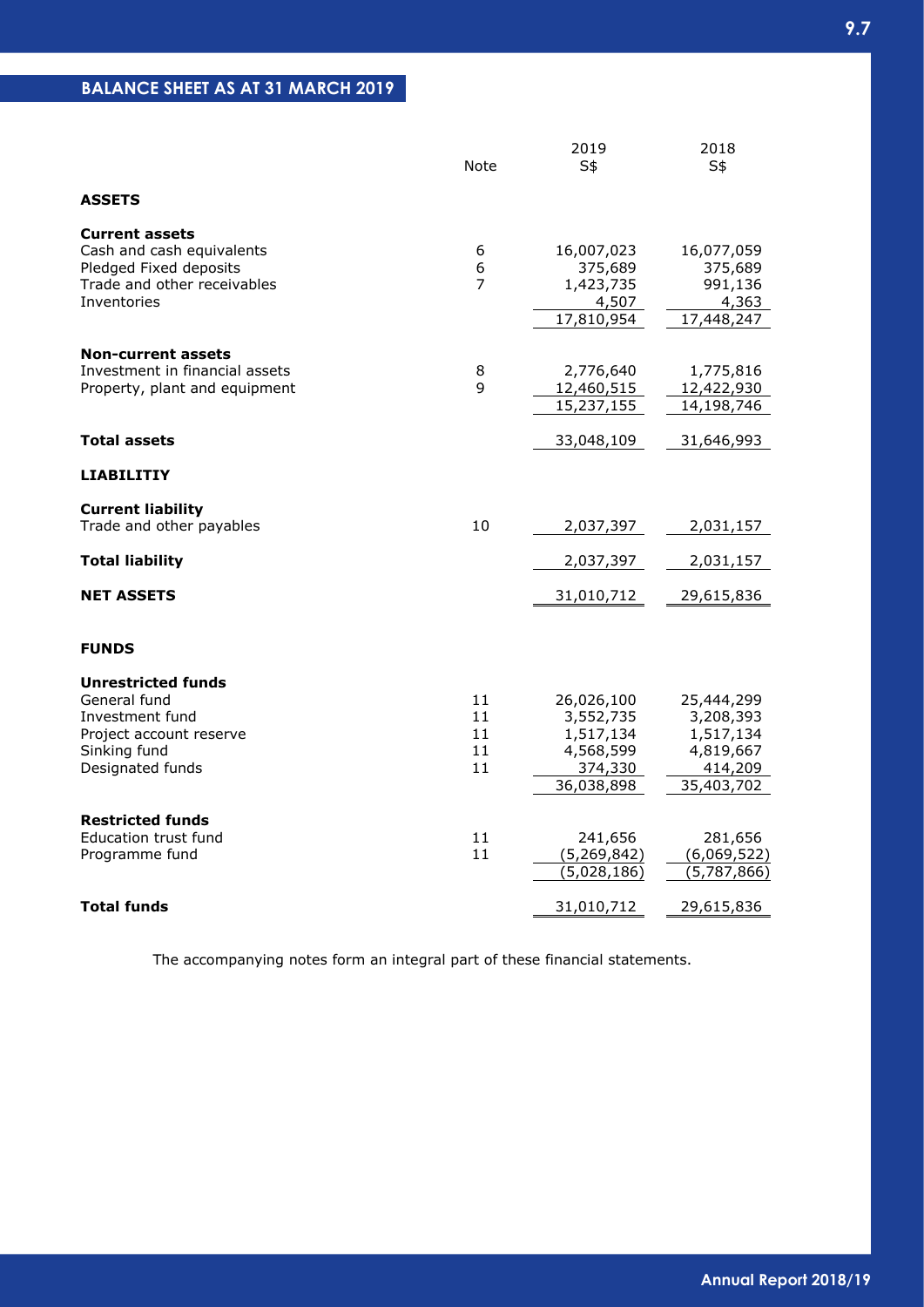## BALANCE SHEET AS AT 31 MARCH 2019

| | Note | 2019<br>S$ | 2018<br>S$ |
|---|---|---|---|
| **ASSETS** | | | |
| **Current assets** | | | |
| Cash and cash equivalents | 6 | 16,007,023 | 16,077,059 |
| Pledged Fixed deposits | 6 | 375,689 | 375,689 |
| Trade and other receivables | 7 | 1,423,735 | 991,136 |
| Inventories | | 4,507 | 4,363 |
| | | 17,810,954 | 17,448,247 |
| **Non-current assets** | | | |
| Investment in financial assets | 8 | 2,776,640 | 1,775,816 |
| Property, plant and equipment | 9 | 12,460,515 | 12,422,930 |
| | | 15,237,155 | 14,198,746 |
| **Total assets** | | 33,048,109 | 31,646,993 |
| **LIABILITIY** | | | |
| **Current liability** | | | |
| Trade and other payables | 10 | 2,037,397 | 2,031,157 |
| **Total liability** | | 2,037,397 | 2,031,157 |
| **NET ASSETS** | | 31,010,712 | 29,615,836 |
| **FUNDS** | | | |
| **Unrestricted funds** | | | |
| General fund | 11 | 26,026,100 | 25,444,299 |
| Investment fund | 11 | 3,552,735 | 3,208,393 |
| Project account reserve | 11 | 1,517,134 | 1,517,134 |
| Sinking fund | 11 | 4,568,599 | 4,819,667 |
| Designated funds | 11 | 374,330 | 414,209 |
| | | 36,038,898 | 35,403,702 |
| **Restricted funds** | | | |
| Education trust fund | 11 | 241,656 | 281,656 |
| Programme fund | 11 | (5,269,842) | (6,069,522) |
| | | (5,028,186) | (5,787,866) |
| **Total funds** | | 31,010,712 | 29,615,836 |

The accompanying notes form an integral part of these financial statements.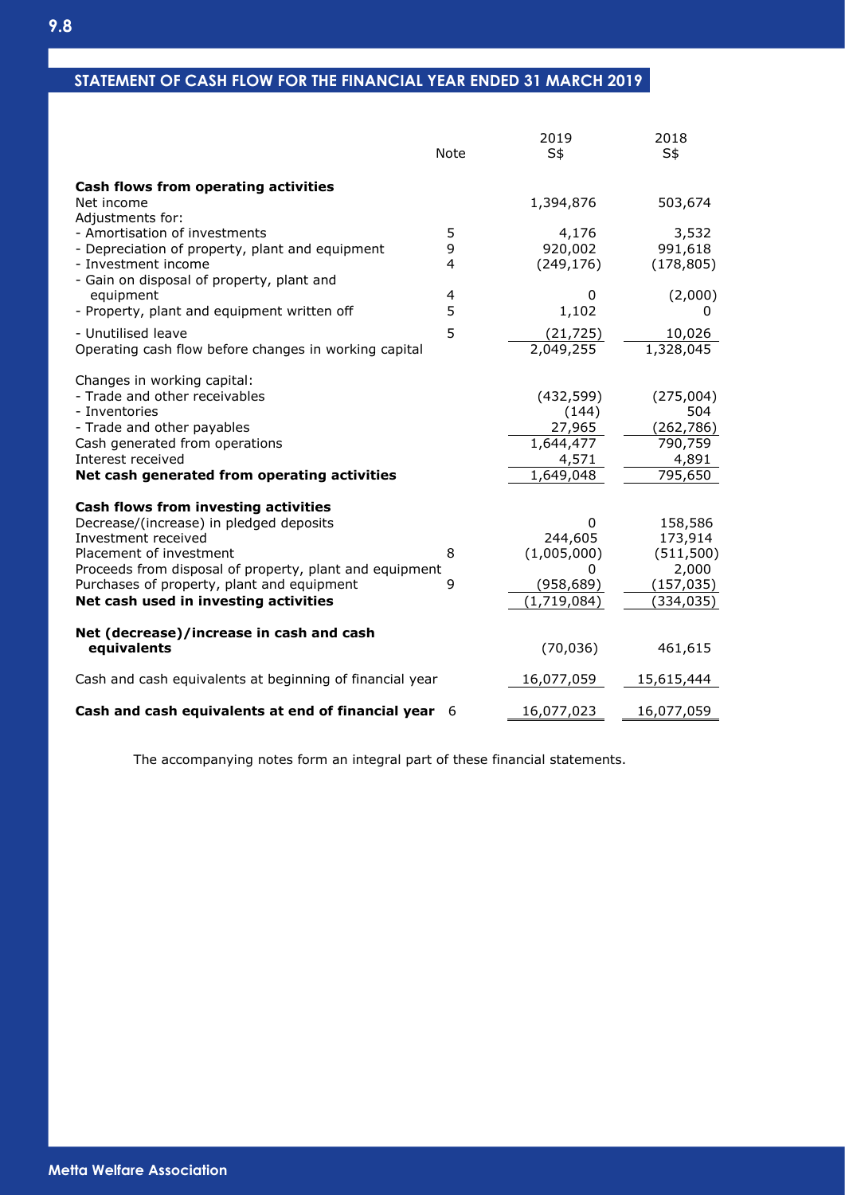## STATEMENT OF CASH FLOW FOR THE FINANCIAL YEAR ENDED 31 MARCH 2019

| | Note | 2019 S$ | 2018 S$ |
|---|---|---|---|
| **Cash flows from operating activities** | | | |
| Net income | | 1,394,876 | 503,674 |
| Adjustments for: | | | |
| - Amortisation of investments | 5 | 4,176 | 3,532 |
| - Depreciation of property, plant and equipment | 9 | 920,002 | 991,618 |
| - Investment income | 4 | (249,176) | (178,805) |
| - Gain on disposal of property, plant and equipment | 4 | 0 | (2,000) |
| - Property, plant and equipment written off | 5 | 1,102 | 0 |
| - Unutilised leave | 5 | (21,725) | 10,026 |
| Operating cash flow before changes in working capital | | 2,049,255 | 1,328,045 |
| Changes in working capital: | | | |
| - Trade and other receivables | | (432,599) | (275,004) |
| - Inventories | | (144) | 504 |
| - Trade and other payables | | 27,965 | (262,786) |
| Cash generated from operations | | 1,644,477 | 790,759 |
| Interest received | | 4,571 | 4,891 |
| **Net cash generated from operating activities** | | 1,649,048 | 795,650 |
| **Cash flows from investing activities** | | | |
| Decrease/(increase) in pledged deposits | | 0 | 158,586 |
| Investment received | | 244,605 | 173,914 |
| Placement of investment | 8 | (1,005,000) | (511,500) |
| Proceeds from disposal of property, plant and equipment | | 0 | 2,000 |
| Purchases of property, plant and equipment | 9 | (958,689) | (157,035) |
| **Net cash used in investing activities** | | (1,719,084) | (334,035) |
| **Net (decrease)/increase in cash and cash equivalents** | | (70,036) | 461,615 |
| Cash and cash equivalents at beginning of financial year | | 16,077,059 | 15,615,444 |
| **Cash and cash equivalents at end of financial year** | 6 | 16,077,023 | 16,077,059 |

The accompanying notes form an integral part of these financial statements.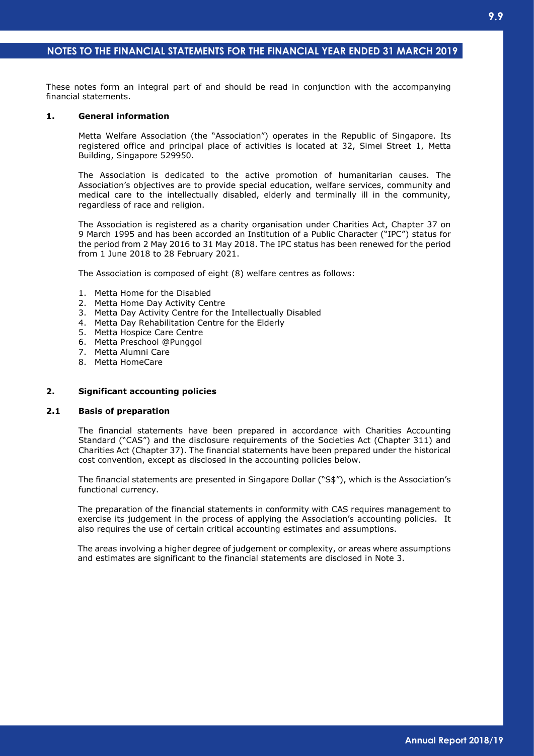## NOTES TO THE FINANCIAL STATEMENTS FOR THE FINANCIAL YEAR ENDED 31 MARCH 2019

These notes form an integral part of and should be read in conjunction with the accompanying financial statements.

### 1. General information

Metta Welfare Association (the "Association") operates in the Republic of Singapore. Its registered office and principal place of activities is located at 32, Simei Street 1, Metta Building, Singapore 529950.

The Association is dedicated to the active promotion of humanitarian causes. The Association's objectives are to provide special education, welfare services, community and medical care to the intellectually disabled, elderly and terminally ill in the community, regardless of race and religion.

The Association is registered as a charity organisation under Charities Act, Chapter 37 on 9 March 1995 and has been accorded an Institution of a Public Character ("IPC") status for the period from 2 May 2016 to 31 May 2018. The IPC status has been renewed for the period from 1 June 2018 to 28 February 2021.

The Association is composed of eight (8) welfare centres as follows:

1. Metta Home for the Disabled
2. Metta Home Day Activity Centre
3. Metta Day Activity Centre for the Intellectually Disabled
4. Metta Day Rehabilitation Centre for the Elderly
5. Metta Hospice Care Centre
6. Metta Preschool @Punggol
7. Metta Alumni Care
8. Metta HomeCare

### 2. Significant accounting policies

#### 2.1 Basis of preparation

The financial statements have been prepared in accordance with Charities Accounting Standard ("CAS") and the disclosure requirements of the Societies Act (Chapter 311) and Charities Act (Chapter 37). The financial statements have been prepared under the historical cost convention, except as disclosed in the accounting policies below.

The financial statements are presented in Singapore Dollar ("S$"), which is the Association's functional currency.

The preparation of the financial statements in conformity with CAS requires management to exercise its judgement in the process of applying the Association's accounting policies. It also requires the use of certain critical accounting estimates and assumptions.

The areas involving a higher degree of judgement or complexity, or areas where assumptions and estimates are significant to the financial statements are disclosed in Note 3.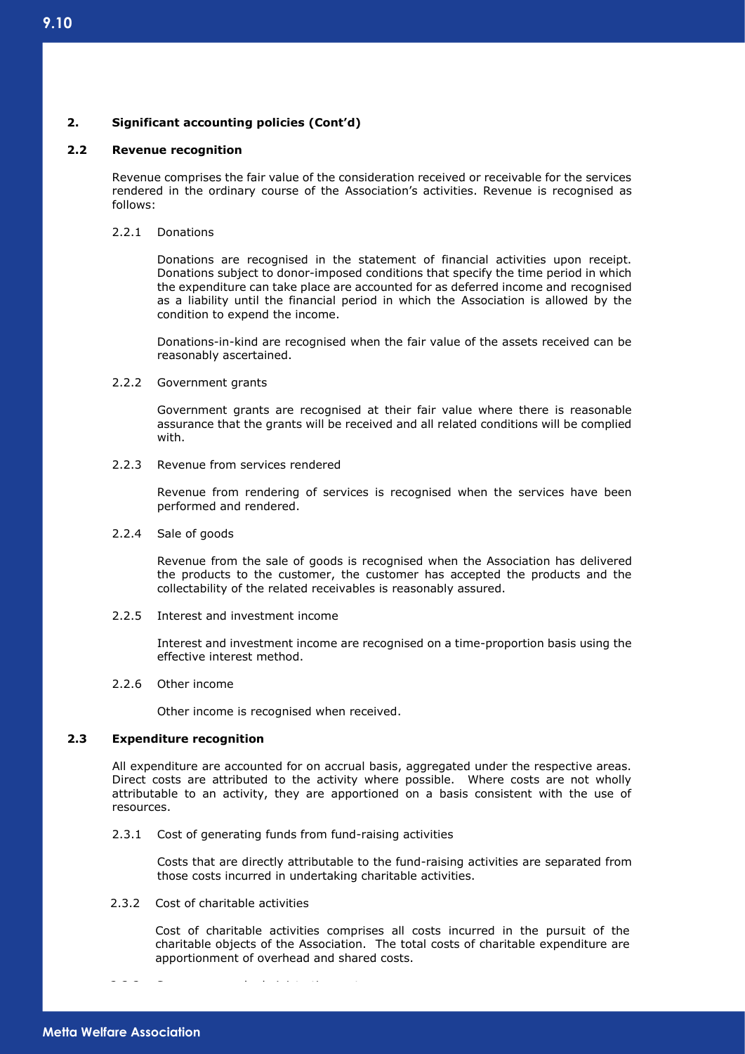## 2. Significant accounting policies (Cont'd)

### 2.2 Revenue recognition

Revenue comprises the fair value of the consideration received or receivable for the services rendered in the ordinary course of the Association's activities. Revenue is recognised as follows:

2.2.1 Donations

Donations are recognised in the statement of financial activities upon receipt. Donations subject to donor-imposed conditions that specify the time period in which the expenditure can take place are accounted for as deferred income and recognised as a liability until the financial period in which the Association is allowed by the condition to expend the income.

Donations-in-kind are recognised when the fair value of the assets received can be reasonably ascertained.

2.2.2 Government grants

Government grants are recognised at their fair value where there is reasonable assurance that the grants will be received and all related conditions will be complied with.

2.2.3 Revenue from services rendered

Revenue from rendering of services is recognised when the services have been performed and rendered.

2.2.4 Sale of goods

Revenue from the sale of goods is recognised when the Association has delivered the products to the customer, the customer has accepted the products and the collectability of the related receivables is reasonably assured.

2.2.5 Interest and investment income

Interest and investment income are recognised on a time-proportion basis using the effective interest method.

2.2.6 Other income

Other income is recognised when received.

### 2.3 Expenditure recognition

All expenditure are accounted for on accrual basis, aggregated under the respective areas. Direct costs are attributed to the activity where possible. Where costs are not wholly attributable to an activity, they are apportioned on a basis consistent with the use of resources.

2.3.1 Cost of generating funds from fund-raising activities

Costs that are directly attributable to the fund-raising activities are separated from those costs incurred in undertaking charitable activities.

2.3.2 Cost of charitable activities

Cost of charitable activities comprises all costs incurred in the pursuit of the charitable objects of the Association. The total costs of charitable expenditure are apportionment of overhead and shared costs.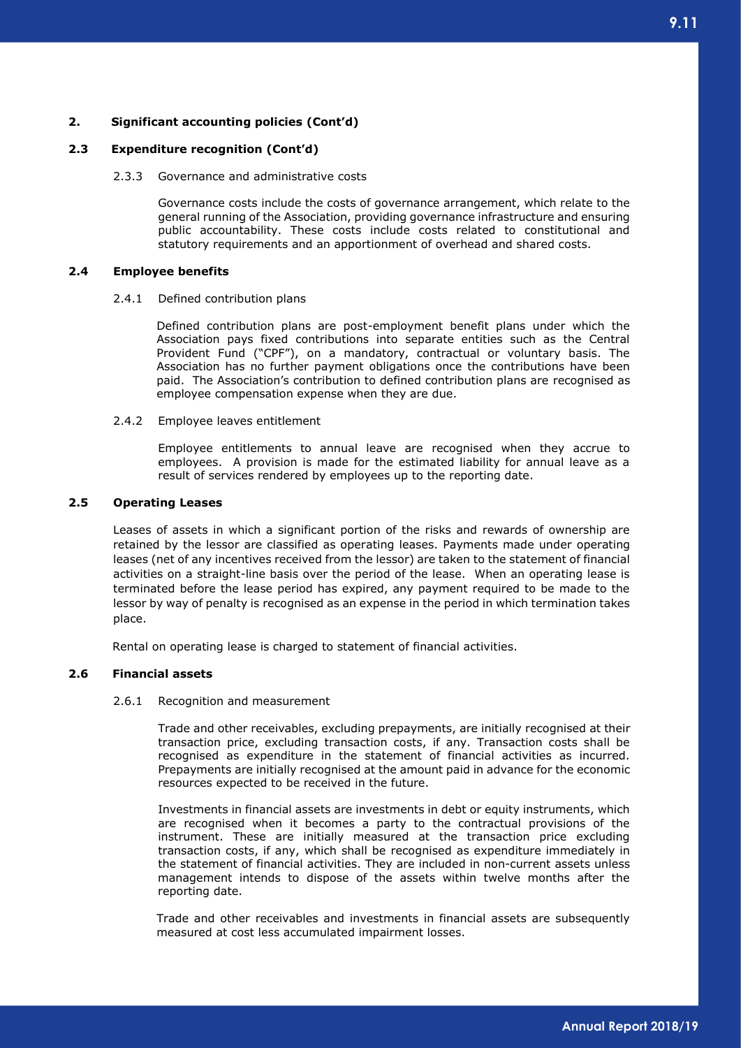## 2. Significant accounting policies (Cont'd)

### 2.3 Expenditure recognition (Cont'd)

2.3.3 Governance and administrative costs

Governance costs include the costs of governance arrangement, which relate to the general running of the Association, providing governance infrastructure and ensuring public accountability. These costs include costs related to constitutional and statutory requirements and an apportionment of overhead and shared costs.

### 2.4 Employee benefits

2.4.1 Defined contribution plans

Defined contribution plans are post-employment benefit plans under which the Association pays fixed contributions into separate entities such as the Central Provident Fund ("CPF"), on a mandatory, contractual or voluntary basis. The Association has no further payment obligations once the contributions have been paid. The Association's contribution to defined contribution plans are recognised as employee compensation expense when they are due.

2.4.2 Employee leaves entitlement

Employee entitlements to annual leave are recognised when they accrue to employees. A provision is made for the estimated liability for annual leave as a result of services rendered by employees up to the reporting date.

### 2.5 Operating Leases

Leases of assets in which a significant portion of the risks and rewards of ownership are retained by the lessor are classified as operating leases. Payments made under operating leases (net of any incentives received from the lessor) are taken to the statement of financial activities on a straight-line basis over the period of the lease. When an operating lease is terminated before the lease period has expired, any payment required to be made to the lessor by way of penalty is recognised as an expense in the period in which termination takes place.

Rental on operating lease is charged to statement of financial activities.

### 2.6 Financial assets

2.6.1 Recognition and measurement

Trade and other receivables, excluding prepayments, are initially recognised at their transaction price, excluding transaction costs, if any. Transaction costs shall be recognised as expenditure in the statement of financial activities as incurred. Prepayments are initially recognised at the amount paid in advance for the economic resources expected to be received in the future.

Investments in financial assets are investments in debt or equity instruments, which are recognised when it becomes a party to the contractual provisions of the instrument. These are initially measured at the transaction price excluding transaction costs, if any, which shall be recognised as expenditure immediately in the statement of financial activities. They are included in non-current assets unless management intends to dispose of the assets within twelve months after the reporting date.

Trade and other receivables and investments in financial assets are subsequently measured at cost less accumulated impairment losses.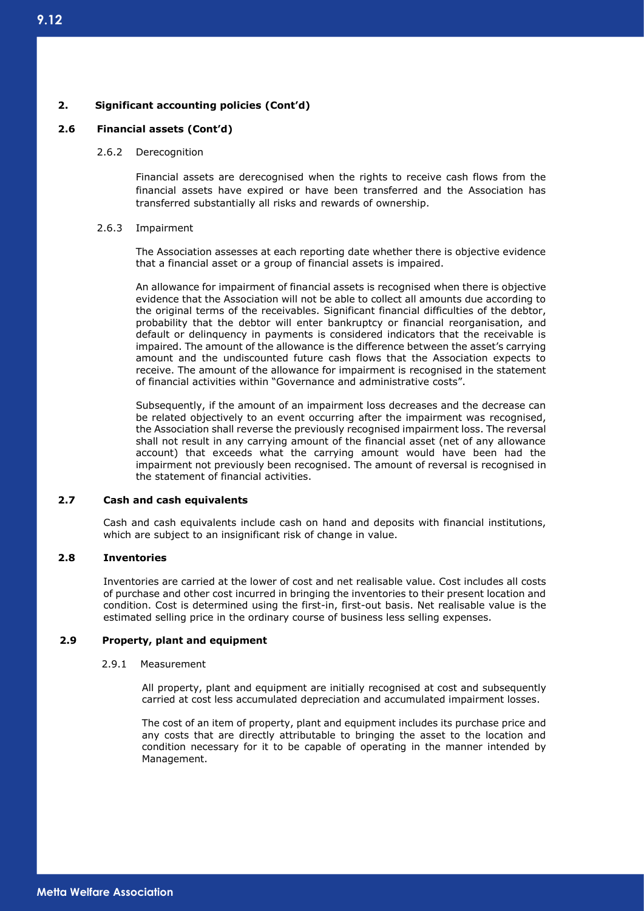## 2. Significant accounting policies (Cont'd)

### 2.6 Financial assets (Cont'd)

#### 2.6.2 Derecognition

Financial assets are derecognised when the rights to receive cash flows from the financial assets have expired or have been transferred and the Association has transferred substantially all risks and rewards of ownership.

#### 2.6.3 Impairment

The Association assesses at each reporting date whether there is objective evidence that a financial asset or a group of financial assets is impaired.

An allowance for impairment of financial assets is recognised when there is objective evidence that the Association will not be able to collect all amounts due according to the original terms of the receivables. Significant financial difficulties of the debtor, probability that the debtor will enter bankruptcy or financial reorganisation, and default or delinquency in payments is considered indicators that the receivable is impaired. The amount of the allowance is the difference between the asset's carrying amount and the undiscounted future cash flows that the Association expects to receive. The amount of the allowance for impairment is recognised in the statement of financial activities within "Governance and administrative costs".

Subsequently, if the amount of an impairment loss decreases and the decrease can be related objectively to an event occurring after the impairment was recognised, the Association shall reverse the previously recognised impairment loss. The reversal shall not result in any carrying amount of the financial asset (net of any allowance account) that exceeds what the carrying amount would have been had the impairment not previously been recognised. The amount of reversal is recognised in the statement of financial activities.

### 2.7 Cash and cash equivalents

Cash and cash equivalents include cash on hand and deposits with financial institutions, which are subject to an insignificant risk of change in value.

### 2.8 Inventories

Inventories are carried at the lower of cost and net realisable value. Cost includes all costs of purchase and other cost incurred in bringing the inventories to their present location and condition. Cost is determined using the first-in, first-out basis. Net realisable value is the estimated selling price in the ordinary course of business less selling expenses.

### 2.9 Property, plant and equipment

#### 2.9.1 Measurement

All property, plant and equipment are initially recognised at cost and subsequently carried at cost less accumulated depreciation and accumulated impairment losses.

The cost of an item of property, plant and equipment includes its purchase price and any costs that are directly attributable to bringing the asset to the location and condition necessary for it to be capable of operating in the manner intended by Management.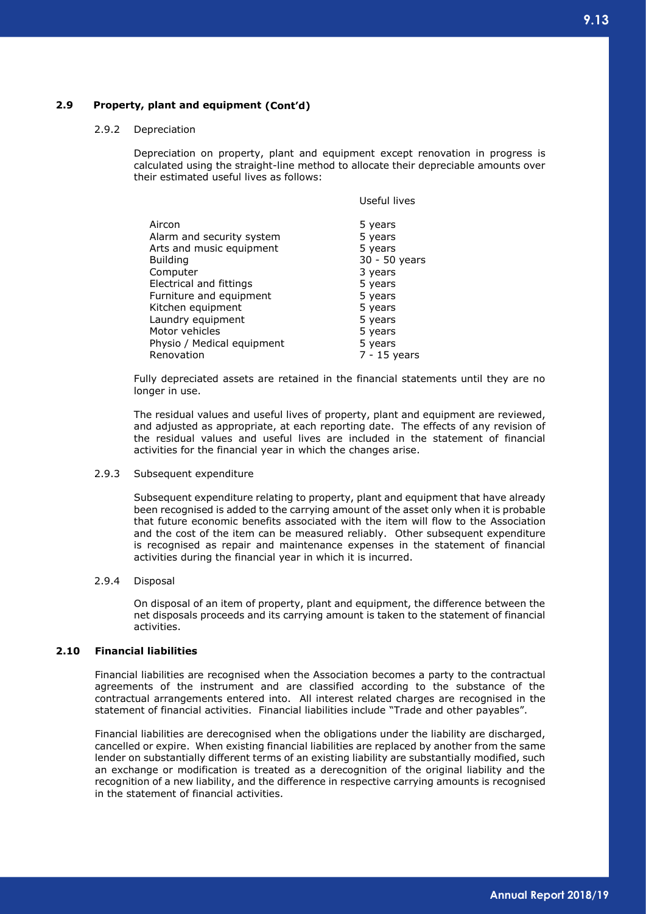### 2.9 Property, plant and equipment (Cont'd)

2.9.2 Depreciation

Depreciation on property, plant and equipment except renovation in progress is calculated using the straight-line method to allocate their depreciable amounts over their estimated useful lives as follows:

| | Useful lives |
|---|---|
| Aircon | 5 years |
| Alarm and security system | 5 years |
| Arts and music equipment | 5 years |
| Building | 30 - 50 years |
| Computer | 3 years |
| Electrical and fittings | 5 years |
| Furniture and equipment | 5 years |
| Kitchen equipment | 5 years |
| Laundry equipment | 5 years |
| Motor vehicles | 5 years |
| Physio / Medical equipment | 5 years |
| Renovation | 7 - 15 years |

Fully depreciated assets are retained in the financial statements until they are no longer in use.

The residual values and useful lives of property, plant and equipment are reviewed, and adjusted as appropriate, at each reporting date. The effects of any revision of the residual values and useful lives are included in the statement of financial activities for the financial year in which the changes arise.

2.9.3 Subsequent expenditure

Subsequent expenditure relating to property, plant and equipment that have already been recognised is added to the carrying amount of the asset only when it is probable that future economic benefits associated with the item will flow to the Association and the cost of the item can be measured reliably. Other subsequent expenditure is recognised as repair and maintenance expenses in the statement of financial activities during the financial year in which it is incurred.

2.9.4 Disposal

On disposal of an item of property, plant and equipment, the difference between the net disposals proceeds and its carrying amount is taken to the statement of financial activities.

### 2.10 Financial liabilities

Financial liabilities are recognised when the Association becomes a party to the contractual agreements of the instrument and are classified according to the substance of the contractual arrangements entered into. All interest related charges are recognised in the statement of financial activities. Financial liabilities include "Trade and other payables".

Financial liabilities are derecognised when the obligations under the liability are discharged, cancelled or expire. When existing financial liabilities are replaced by another from the same lender on substantially different terms of an existing liability are substantially modified, such an exchange or modification is treated as a derecognition of the original liability and the recognition of a new liability, and the difference in respective carrying amounts is recognised in the statement of financial activities.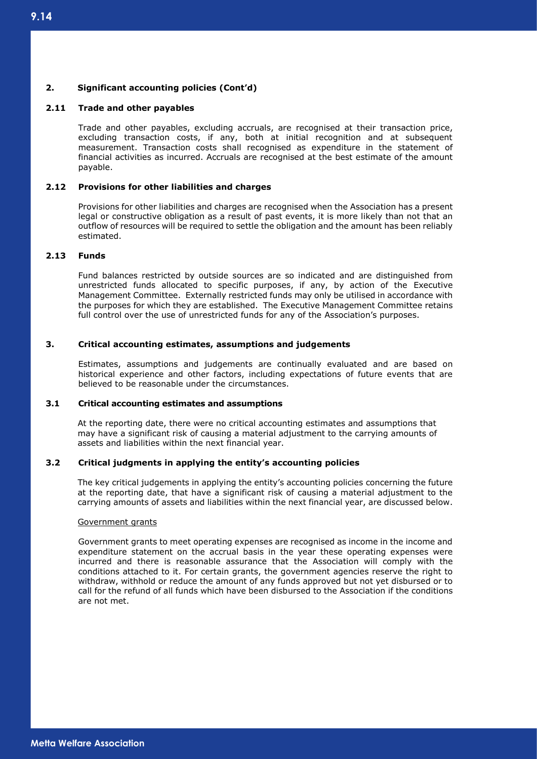## 2. Significant accounting policies (Cont'd)

### 2.11 Trade and other payables

Trade and other payables, excluding accruals, are recognised at their transaction price, excluding transaction costs, if any, both at initial recognition and at subsequent measurement. Transaction costs shall recognised as expenditure in the statement of financial activities as incurred. Accruals are recognised at the best estimate of the amount payable.

### 2.12 Provisions for other liabilities and charges

Provisions for other liabilities and charges are recognised when the Association has a present legal or constructive obligation as a result of past events, it is more likely than not that an outflow of resources will be required to settle the obligation and the amount has been reliably estimated.

### 2.13 Funds

Fund balances restricted by outside sources are so indicated and are distinguished from unrestricted funds allocated to specific purposes, if any, by action of the Executive Management Committee. Externally restricted funds may only be utilised in accordance with the purposes for which they are established. The Executive Management Committee retains full control over the use of unrestricted funds for any of the Association's purposes.

## 3. Critical accounting estimates, assumptions and judgements

Estimates, assumptions and judgements are continually evaluated and are based on historical experience and other factors, including expectations of future events that are believed to be reasonable under the circumstances.

### 3.1 Critical accounting estimates and assumptions

At the reporting date, there were no critical accounting estimates and assumptions that may have a significant risk of causing a material adjustment to the carrying amounts of assets and liabilities within the next financial year.

### 3.2 Critical judgments in applying the entity's accounting policies

The key critical judgements in applying the entity's accounting policies concerning the future at the reporting date, that have a significant risk of causing a material adjustment to the carrying amounts of assets and liabilities within the next financial year, are discussed below.

Government grants

Government grants to meet operating expenses are recognised as income in the income and expenditure statement on the accrual basis in the year these operating expenses were incurred and there is reasonable assurance that the Association will comply with the conditions attached to it. For certain grants, the government agencies reserve the right to withdraw, withhold or reduce the amount of any funds approved but not yet disbursed or to call for the refund of all funds which have been disbursed to the Association if the conditions are not met.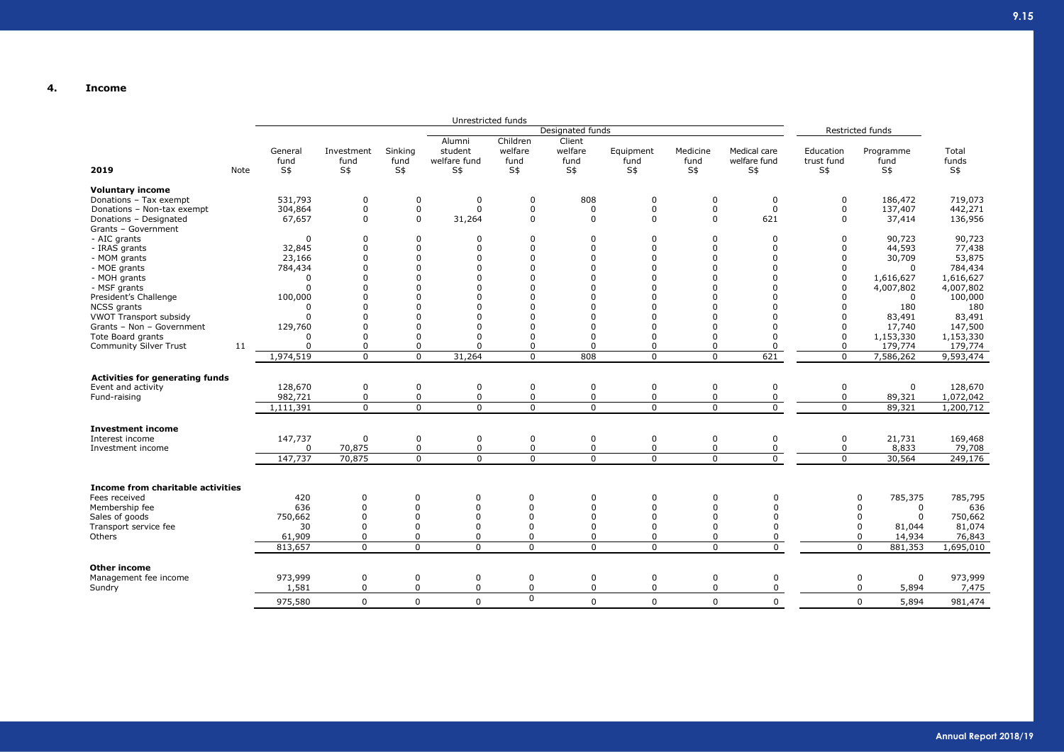## 4. Income

| 2019 | Note | Unrestricted funds | | | | | | | | | Restricted funds | | |
|---|---|---|---|---|---|---|---|---|---|---|---|---|---|
| | | | | | Designated funds | | | | | | | | |
| | | General fund S$ | Investment fund S$ | Sinking fund S$ | Alumni student welfare fund S$ | Children welfare fund S$ | Client welfare fund S$ | Equipment fund S$ | Medicine fund S$ | Medical care welfare fund S$ | Education trust fund S$ | Programme fund S$ | Total funds S$ |
| **Voluntary income** | | | | | | | | | | | | | |
| Donations – Tax exempt | | 531,793 | 0 | 0 | 0 | 0 | 808 | 0 | 0 | 0 | 0 | 186,472 | 719,073 |
| Donations – Non-tax exempt | | 304,864 | 0 | 0 | 0 | 0 | 0 | 0 | 0 | 0 | 0 | 137,407 | 442,271 |
| Donations – Designated | | 67,657 | 0 | 0 | 31,264 | 0 | 0 | 0 | 0 | 621 | 0 | 37,414 | 136,956 |
| Grants – Government | | | | | | | | | | | | | |
| - AIC grants | | 0 | 0 | 0 | 0 | 0 | 0 | 0 | 0 | 0 | 0 | 90,723 | 90,723 |
| - IRAS grants | | 32,845 | 0 | 0 | 0 | 0 | 0 | 0 | 0 | 0 | 0 | 44,593 | 77,438 |
| - MOM grants | | 23,166 | 0 | 0 | 0 | 0 | 0 | 0 | 0 | 0 | 0 | 30,709 | 53,875 |
| - MOE grants | | 784,434 | 0 | 0 | 0 | 0 | 0 | 0 | 0 | 0 | 0 | 0 | 784,434 |
| - MOH grants | | 0 | 0 | 0 | 0 | 0 | 0 | 0 | 0 | 0 | 0 | 1,616,627 | 1,616,627 |
| - MSF grants | | 0 | 0 | 0 | 0 | 0 | 0 | 0 | 0 | 0 | 0 | 4,007,802 | 4,007,802 |
| President's Challenge | | 100,000 | 0 | 0 | 0 | 0 | 0 | 0 | 0 | 0 | 0 | 0 | 100,000 |
| NCSS grants | | 0 | 0 | 0 | 0 | 0 | 0 | 0 | 0 | 0 | 0 | 180 | 180 |
| VWOT Transport subsidy | | 0 | 0 | 0 | 0 | 0 | 0 | 0 | 0 | 0 | 0 | 83,491 | 83,491 |
| Grants – Non – Government | | 129,760 | 0 | 0 | 0 | 0 | 0 | 0 | 0 | 0 | 0 | 17,740 | 147,500 |
| Tote Board grants | | 0 | 0 | 0 | 0 | 0 | 0 | 0 | 0 | 0 | 0 | 1,153,330 | 1,153,330 |
| Community Silver Trust | 11 | 0 | 0 | 0 | 0 | 0 | 0 | 0 | 0 | 0 | 0 | 179,774 | 179,774 |
| | | 1,974,519 | 0 | 0 | 31,264 | 0 | 808 | 0 | 0 | 621 | 0 | 7,586,262 | 9,593,474 |
| **Activities for generating funds** | | | | | | | | | | | | | |
| Event and activity | | 128,670 | 0 | 0 | 0 | 0 | 0 | 0 | 0 | 0 | 0 | 0 | 128,670 |
| Fund-raising | | 982,721 | 0 | 0 | 0 | 0 | 0 | 0 | 0 | 0 | 0 | 89,321 | 1,072,042 |
| | | 1,111,391 | 0 | 0 | 0 | 0 | 0 | 0 | 0 | 0 | 0 | 89,321 | 1,200,712 |
| **Investment income** | | | | | | | | | | | | | |
| Interest income | | 147,737 | 0 | 0 | 0 | 0 | 0 | 0 | 0 | 0 | 0 | 21,731 | 169,468 |
| Investment income | | 0 | 70,875 | 0 | 0 | 0 | 0 | 0 | 0 | 0 | 0 | 8,833 | 79,708 |
| | | 147,737 | 70,875 | 0 | 0 | 0 | 0 | 0 | 0 | 0 | 0 | 30,564 | 249,176 |
| **Income from charitable activities** | | | | | | | | | | | | | |
| Fees received | | 420 | 0 | 0 | 0 | 0 | 0 | 0 | 0 | 0 | 0 | 785,375 | 785,795 |
| Membership fee | | 636 | 0 | 0 | 0 | 0 | 0 | 0 | 0 | 0 | 0 | 0 | 636 |
| Sales of goods | | 750,662 | 0 | 0 | 0 | 0 | 0 | 0 | 0 | 0 | 0 | 0 | 750,662 |
| Transport service fee | | 30 | 0 | 0 | 0 | 0 | 0 | 0 | 0 | 0 | 0 | 81,044 | 81,074 |
| Others | | 61,909 | 0 | 0 | 0 | 0 | 0 | 0 | 0 | 0 | 0 | 14,934 | 76,843 |
| | | 813,657 | 0 | 0 | 0 | 0 | 0 | 0 | 0 | 0 | 0 | 881,353 | 1,695,010 |
| **Other income** | | | | | | | | | | | | | |
| Management fee income | | 973,999 | 0 | 0 | 0 | 0 | 0 | 0 | 0 | 0 | 0 | 0 | 973,999 |
| Sundry | | 1,581 | 0 | 0 | 0 | 0 | 0 | 0 | 0 | 0 | 0 | 5,894 | 7,475 |
| | | 975,580 | 0 | 0 | 0 | 0 | 0 | 0 | 0 | 0 | 0 | 5,894 | 981,474 |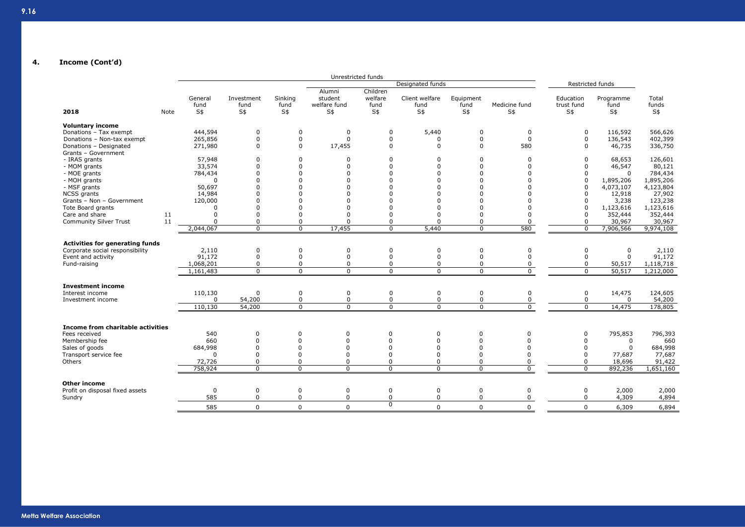## 4. Income (Cont'd)

| 2018 | Note | Unrestricted funds | | | | | | | | Restricted funds | | Total funds |
|---|---|---|---|---|---|---|---|---|---|---|---|---|
| | | | | | Designated funds | | | | | | | |
| | | General fund | Investment fund | Sinking fund | Alumni student welfare fund | Children welfare fund | Client welfare fund | Equipment fund | Medicine fund | Education trust fund | Programme fund | Total funds |
| | | S$ | S$ | S$ | S$ | S$ | S$ | S$ | S$ | S$ | S$ | S$ |
| **Voluntary income** | | | | | | | | | | | | |
| Donations – Tax exempt | | 444,594 | 0 | 0 | 0 | 0 | 5,440 | 0 | 0 | 0 | 116,592 | 566,626 |
| Donations – Non-tax exempt | | 265,856 | 0 | 0 | 0 | 0 | 0 | 0 | 0 | 0 | 136,543 | 402,399 |
| Donations – Designated | | 271,980 | 0 | 0 | 17,455 | 0 | 0 | 0 | 580 | 0 | 46,735 | 336,750 |
| Grants – Government | | | | | | | | | | | | |
| - IRAS grants | | 57,948 | 0 | 0 | 0 | 0 | 0 | 0 | 0 | 0 | 68,653 | 126,601 |
| - MOM grants | | 33,574 | 0 | 0 | 0 | 0 | 0 | 0 | 0 | 0 | 46,547 | 80,121 |
| - MOE grants | | 784,434 | 0 | 0 | 0 | 0 | 0 | 0 | 0 | 0 | 0 | 784,434 |
| - MOH grants | | 0 | 0 | 0 | 0 | 0 | 0 | 0 | 0 | 0 | 1,895,206 | 1,895,206 |
| - MSF grants | | 50,697 | 0 | 0 | 0 | 0 | 0 | 0 | 0 | 0 | 4,073,107 | 4,123,804 |
| NCSS grants | | 14,984 | 0 | 0 | 0 | 0 | 0 | 0 | 0 | 0 | 12,918 | 27,902 |
| Grants – Non – Government | | 120,000 | 0 | 0 | 0 | 0 | 0 | 0 | 0 | 0 | 3,238 | 123,238 |
| Tote Board grants | | 0 | 0 | 0 | 0 | 0 | 0 | 0 | 0 | 0 | 1,123,616 | 1,123,616 |
| Care and share | 11 | 0 | 0 | 0 | 0 | 0 | 0 | 0 | 0 | 0 | 352,444 | 352,444 |
| Community Silver Trust | 11 | 0 | 0 | 0 | 0 | 0 | 0 | 0 | 0 | 0 | 30,967 | 30,967 |
| | | 2,044,067 | 0 | 0 | 17,455 | 0 | 5,440 | 0 | 580 | 0 | 7,906,566 | 9,974,108 |
| **Activities for generating funds** | | | | | | | | | | | | |
| Corporate social responsibility | | 2,110 | 0 | 0 | 0 | 0 | 0 | 0 | 0 | 0 | 0 | 2,110 |
| Event and activity | | 91,172 | 0 | 0 | 0 | 0 | 0 | 0 | 0 | 0 | 0 | 91,172 |
| Fund-raising | | 1,068,201 | 0 | 0 | 0 | 0 | 0 | 0 | 0 | 0 | 50,517 | 1,118,718 |
| | | 1,161,483 | 0 | 0 | 0 | 0 | 0 | 0 | 0 | 0 | 50,517 | 1,212,000 |
| **Investment income** | | | | | | | | | | | | |
| Interest income | | 110,130 | 0 | 0 | 0 | 0 | 0 | 0 | 0 | 0 | 14,475 | 124,605 |
| Investment income | | 0 | 54,200 | 0 | 0 | 0 | 0 | 0 | 0 | 0 | 0 | 54,200 |
| | | 110,130 | 54,200 | 0 | 0 | 0 | 0 | 0 | 0 | 0 | 14,475 | 178,805 |
| **Income from charitable activities** | | | | | | | | | | | | |
| Fees received | | 540 | 0 | 0 | 0 | 0 | 0 | 0 | 0 | 0 | 795,853 | 796,393 |
| Membership fee | | 660 | 0 | 0 | 0 | 0 | 0 | 0 | 0 | 0 | 0 | 660 |
| Sales of goods | | 684,998 | 0 | 0 | 0 | 0 | 0 | 0 | 0 | 0 | 0 | 684,998 |
| Transport service fee | | 0 | 0 | 0 | 0 | 0 | 0 | 0 | 0 | 0 | 77,687 | 77,687 |
| Others | | 72,726 | 0 | 0 | 0 | 0 | 0 | 0 | 0 | 0 | 18,696 | 91,422 |
| | | 758,924 | 0 | 0 | 0 | 0 | 0 | 0 | 0 | 0 | 892,236 | 1,651,160 |
| **Other income** | | | | | | | | | | | | |
| Profit on disposal fixed assets | | 0 | 0 | 0 | 0 | 0 | 0 | 0 | 0 | 0 | 2,000 | 2,000 |
| Sundry | | 585 | 0 | 0 | 0 | 0 | 0 | 0 | 0 | 0 | 4,309 | 4,894 |
| | | 585 | 0 | 0 | 0 | 0 | 0 | 0 | 0 | 0 | 6,309 | 6,894 |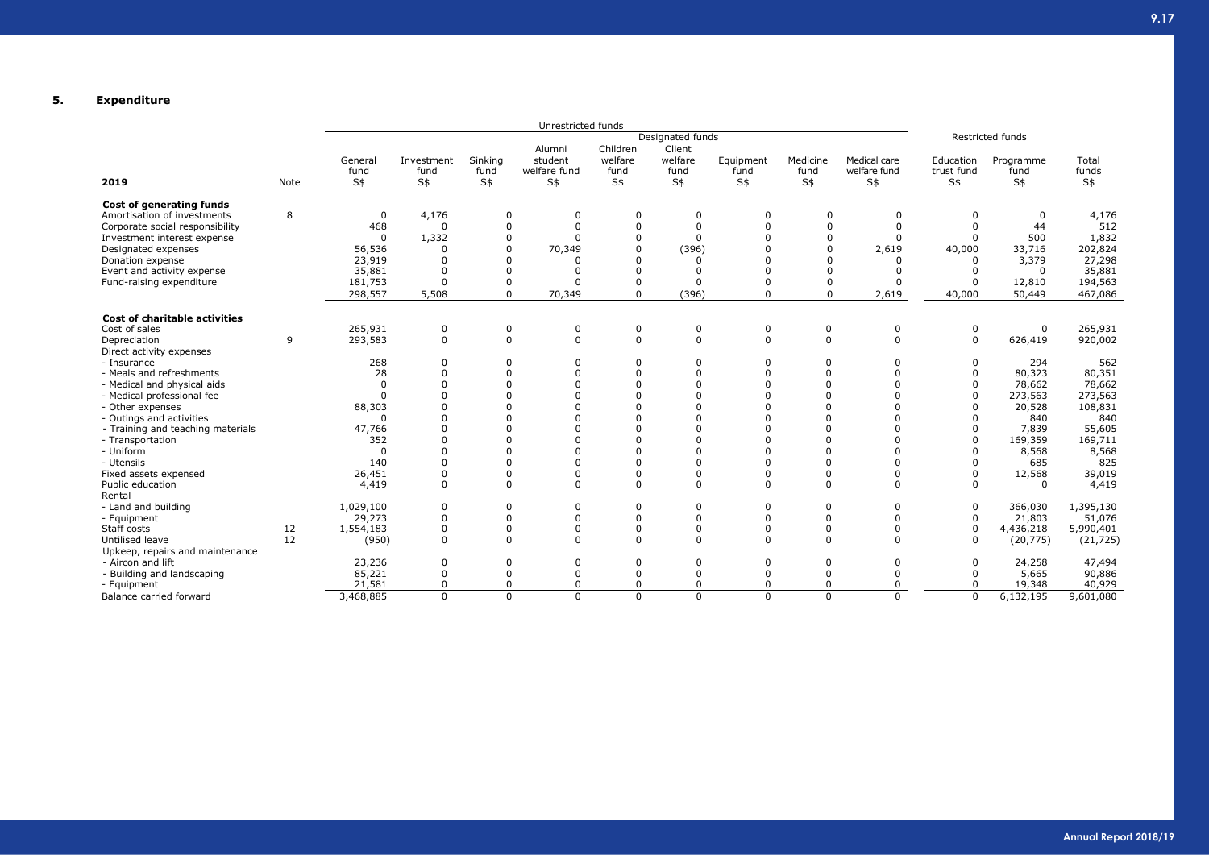## 5. Expenditure

| 2019 | Note | Unrestricted funds | | | | | | | | | Restricted funds | | |
|---|---|---|---|---|---|---|---|---|---|---|---|---|---|
| | | | | | Designated funds | | | | | | | | |
| | | General fund S$ | Investment fund S$ | Sinking fund S$ | Alumni student welfare fund S$ | Children welfare fund S$ | Client welfare fund S$ | Equipment fund S$ | Medicine fund S$ | Medical care welfare fund S$ | Education trust fund S$ | Programme fund S$ | Total funds S$ |
| **Cost of generating funds** | | | | | | | | | | | | | |
| Amortisation of investments | 8 | 0 | 4,176 | 0 | 0 | 0 | 0 | 0 | 0 | 0 | 0 | 0 | 4,176 |
| Corporate social responsibility | | 468 | 0 | 0 | 0 | 0 | 0 | 0 | 0 | 0 | 0 | 44 | 512 |
| Investment interest expense | | 0 | 1,332 | 0 | 0 | 0 | 0 | 0 | 0 | 0 | 0 | 500 | 1,832 |
| Designated expenses | | 56,536 | 0 | 0 | 70,349 | 0 | (396) | 0 | 0 | 2,619 | 40,000 | 33,716 | 202,824 |
| Donation expense | | 23,919 | 0 | 0 | 0 | 0 | 0 | 0 | 0 | 0 | 0 | 3,379 | 27,298 |
| Event and activity expense | | 35,881 | 0 | 0 | 0 | 0 | 0 | 0 | 0 | 0 | 0 | 0 | 35,881 |
| Fund-raising expenditure | | 181,753 | 0 | 0 | 0 | 0 | 0 | 0 | 0 | 0 | 0 | 12,810 | 194,563 |
| | | 298,557 | 5,508 | 0 | 70,349 | 0 | (396) | 0 | 0 | 2,619 | 40,000 | 50,449 | 467,086 |
| **Cost of charitable activities** | | | | | | | | | | | | | |
| Cost of sales | | 265,931 | 0 | 0 | 0 | 0 | 0 | 0 | 0 | 0 | 0 | 0 | 265,931 |
| Depreciation | 9 | 293,583 | 0 | 0 | 0 | 0 | 0 | 0 | 0 | 0 | 0 | 626,419 | 920,002 |
| Direct activity expenses | | | | | | | | | | | | | |
| - Insurance | | 268 | 0 | 0 | 0 | 0 | 0 | 0 | 0 | 0 | 0 | 294 | 562 |
| - Meals and refreshments | | 28 | 0 | 0 | 0 | 0 | 0 | 0 | 0 | 0 | 0 | 80,323 | 80,351 |
| - Medical and physical aids | | 0 | 0 | 0 | 0 | 0 | 0 | 0 | 0 | 0 | 0 | 78,662 | 78,662 |
| - Medical professional fee | | 0 | 0 | 0 | 0 | 0 | 0 | 0 | 0 | 0 | 0 | 273,563 | 273,563 |
| - Other expenses | | 88,303 | 0 | 0 | 0 | 0 | 0 | 0 | 0 | 0 | 0 | 20,528 | 108,831 |
| - Outings and activities | | 0 | 0 | 0 | 0 | 0 | 0 | 0 | 0 | 0 | 0 | 840 | 840 |
| - Training and teaching materials | | 47,766 | 0 | 0 | 0 | 0 | 0 | 0 | 0 | 0 | 0 | 7,839 | 55,605 |
| - Transportation | | 352 | 0 | 0 | 0 | 0 | 0 | 0 | 0 | 0 | 0 | 169,359 | 169,711 |
| - Uniform | | 0 | 0 | 0 | 0 | 0 | 0 | 0 | 0 | 0 | 0 | 8,568 | 8,568 |
| - Utensils | | 140 | 0 | 0 | 0 | 0 | 0 | 0 | 0 | 0 | 0 | 685 | 825 |
| Fixed assets expensed | | 26,451 | 0 | 0 | 0 | 0 | 0 | 0 | 0 | 0 | 0 | 12,568 | 39,019 |
| Public education | | 4,419 | 0 | 0 | 0 | 0 | 0 | 0 | 0 | 0 | 0 | 0 | 4,419 |
| Rental | | | | | | | | | | | | | |
| - Land and building | | 1,029,100 | 0 | 0 | 0 | 0 | 0 | 0 | 0 | 0 | 0 | 366,030 | 1,395,130 |
| - Equipment | | 29,273 | 0 | 0 | 0 | 0 | 0 | 0 | 0 | 0 | 0 | 21,803 | 51,076 |
| Staff costs | 12 | 1,554,183 | 0 | 0 | 0 | 0 | 0 | 0 | 0 | 0 | 0 | 4,436,218 | 5,990,401 |
| Unutilised leave | 12 | (950) | 0 | 0 | 0 | 0 | 0 | 0 | 0 | 0 | 0 | (20,775) | (21,725) |
| Upkeep, repairs and maintenance | | | | | | | | | | | | | |
| - Aircon and lift | | 23,236 | 0 | 0 | 0 | 0 | 0 | 0 | 0 | 0 | 0 | 24,258 | 47,494 |
| - Building and landscaping | | 85,221 | 0 | 0 | 0 | 0 | 0 | 0 | 0 | 0 | 0 | 5,665 | 90,886 |
| - Equipment | | 21,581 | 0 | 0 | 0 | 0 | 0 | 0 | 0 | 0 | 0 | 19,348 | 40,929 |
| Balance carried forward | | 3,468,885 | 0 | 0 | 0 | 0 | 0 | 0 | 0 | 0 | 0 | 6,132,195 | 9,601,080 |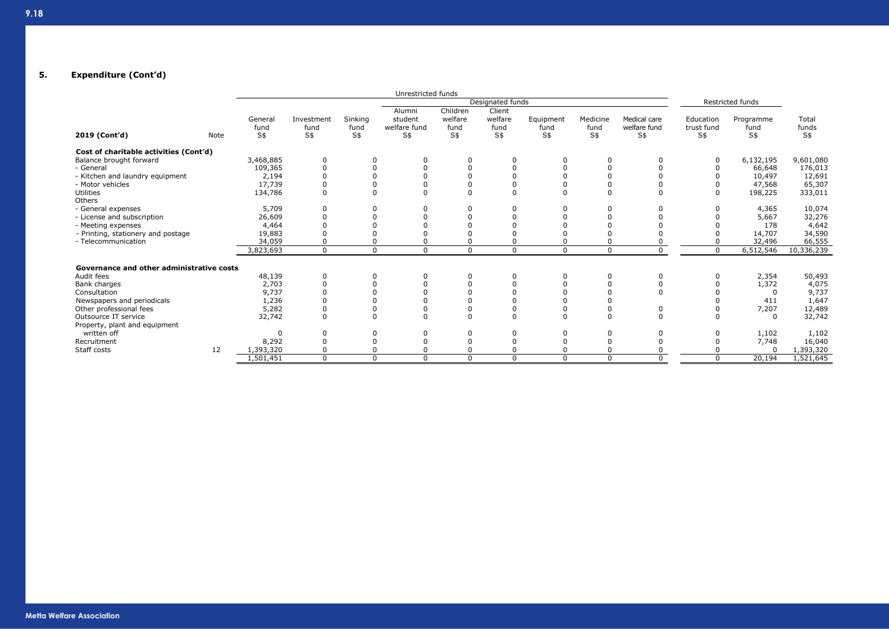## 5. Expenditure (Cont'd)

| | | Unrestricted funds | | | | | | | | | Restricted funds | | |
|---|---|---|---|---|---|---|---|---|---|---|---|---|---|
| | | | | | Designated funds | | | | | | | | |
| **2019 (Cont'd)** | Note | General fund S$ | Investment fund S$ | Sinking fund S$ | Alumni student welfare fund S$ | Children welfare fund S$ | Client welfare fund S$ | Equipment fund S$ | Medicine fund S$ | Medical care welfare fund S$ | Education trust fund S$ | Programme fund S$ | Total funds S$ |
| **Cost of charitable activities (Cont'd)** | | | | | | | | | | | | | |
| Balance brought forward | | 3,468,885 | 0 | 0 | 0 | 0 | 0 | 0 | 0 | 0 | 0 | 6,132,195 | 9,601,080 |
| - General | | 109,365 | 0 | 0 | 0 | 0 | 0 | 0 | 0 | 0 | 0 | 66,648 | 176,013 |
| - Kitchen and laundry equipment | | 2,194 | 0 | 0 | 0 | 0 | 0 | 0 | 0 | 0 | 0 | 10,497 | 12,691 |
| - Motor vehicles | | 17,739 | 0 | 0 | 0 | 0 | 0 | 0 | 0 | 0 | 0 | 47,568 | 65,307 |
| Utilities | | 134,786 | 0 | 0 | 0 | 0 | 0 | 0 | 0 | 0 | 0 | 198,225 | 333,011 |
| Others | | | | | | | | | | | | | |
| - General expenses | | 5,709 | 0 | 0 | 0 | 0 | 0 | 0 | 0 | 0 | 0 | 4,365 | 10,074 |
| - License and subscription | | 26,609 | 0 | 0 | 0 | 0 | 0 | 0 | 0 | 0 | 0 | 5,667 | 32,276 |
| - Meeting expenses | | 4,464 | 0 | 0 | 0 | 0 | 0 | 0 | 0 | 0 | 0 | 178 | 4,642 |
| - Printing, stationery and postage | | 19,883 | 0 | 0 | 0 | 0 | 0 | 0 | 0 | 0 | 0 | 14,707 | 34,590 |
| - Telecommunication | | 34,059 | 0 | 0 | 0 | 0 | 0 | 0 | 0 | 0 | 0 | 32,496 | 66,555 |
| | | 3,823,693 | 0 | 0 | 0 | 0 | 0 | 0 | 0 | 0 | 0 | 6,512,546 | 10,336,239 |
| **Governance and other administrative costs** | | | | | | | | | | | | | |
| Audit fees | | 48,139 | 0 | 0 | 0 | 0 | 0 | 0 | 0 | 0 | 0 | 2,354 | 50,493 |
| Bank charges | | 2,703 | 0 | 0 | 0 | 0 | 0 | 0 | 0 | 0 | 0 | 1,372 | 4,075 |
| Consultation | | 9,737 | 0 | 0 | 0 | 0 | 0 | 0 | 0 | 0 | 0 | 0 | 9,737 |
| Newspapers and periodicals | | 1,236 | 0 | 0 | 0 | 0 | 0 | 0 | 0 | | 0 | 411 | 1,647 |
| Other professional fees | | 5,282 | 0 | 0 | 0 | 0 | 0 | 0 | 0 | 0 | 0 | 7,207 | 12,489 |
| Outsource IT service | | 32,742 | 0 | 0 | 0 | 0 | 0 | 0 | 0 | 0 | 0 | 0 | 32,742 |
| Property, plant and equipment written off | | 0 | 0 | 0 | 0 | 0 | 0 | 0 | 0 | 0 | 0 | 1,102 | 1,102 |
| Recruitment | | 8,292 | 0 | 0 | 0 | 0 | 0 | 0 | 0 | 0 | 0 | 7,748 | 16,040 |
| Staff costs | 12 | 1,393,320 | 0 | 0 | 0 | 0 | 0 | 0 | 0 | 0 | 0 | 0 | 1,393,320 |
| | | 1,501,451 | 0 | 0 | 0 | 0 | 0 | 0 | 0 | 0 | 0 | 20,194 | 1,521,645 |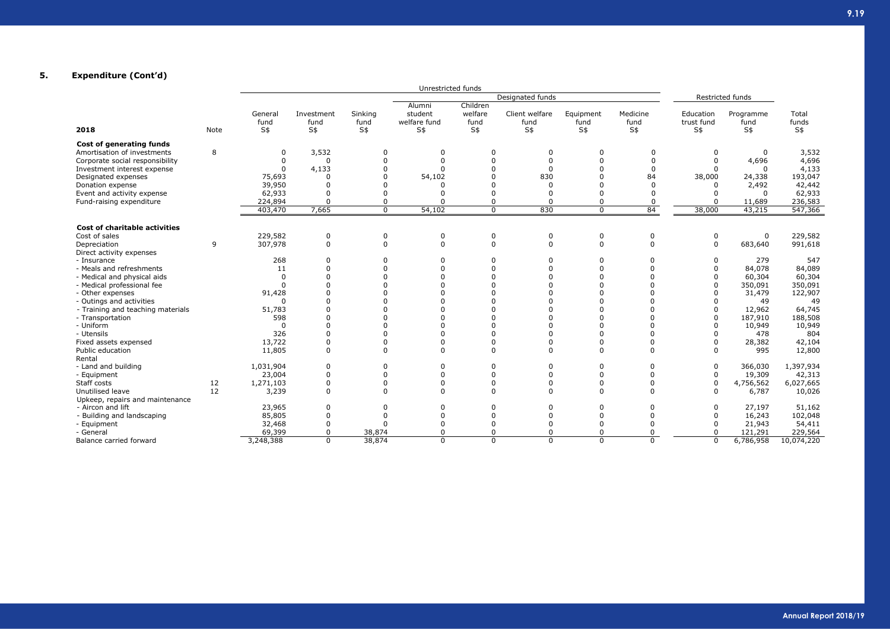## 5. Expenditure (Cont'd)

| 2018 | Note | Unrestricted funds | | | | | | | | Restricted funds | | |
|---|---|---|---|---|---|---|---|---|---|---|---|---|
| | | | | | Designated funds | | | | | | | |
| | | General fund S$ | Investment fund S$ | Sinking fund S$ | Alumni student welfare fund S$ | Children welfare fund S$ | Client welfare fund S$ | Equipment fund S$ | Medicine fund S$ | Education trust fund S$ | Programme fund S$ | Total funds S$ |
| **Cost of generating funds** | | | | | | | | | | | | |
| Amortisation of investments | 8 | 0 | 3,532 | 0 | 0 | 0 | 0 | 0 | 0 | 0 | 0 | 3,532 |
| Corporate social responsibility | | 0 | 0 | 0 | 0 | 0 | 0 | 0 | 0 | 0 | 4,696 | 4,696 |
| Investment interest expense | | 0 | 4,133 | 0 | 0 | 0 | 0 | 0 | 0 | 0 | 0 | 4,133 |
| Designated expenses | | 75,693 | 0 | 0 | 54,102 | 0 | 830 | 0 | 84 | 38,000 | 24,338 | 193,047 |
| Donation expense | | 39,950 | 0 | 0 | 0 | 0 | 0 | 0 | 0 | 0 | 2,492 | 42,442 |
| Event and activity expense | | 62,933 | 0 | 0 | 0 | 0 | 0 | 0 | 0 | 0 | 0 | 62,933 |
| Fund-raising expenditure | | 224,894 | 0 | 0 | 0 | 0 | 0 | 0 | 0 | 0 | 11,689 | 236,583 |
| | | 403,470 | 7,665 | 0 | 54,102 | 0 | 830 | 0 | 84 | 38,000 | 43,215 | 547,366 |
| **Cost of charitable activities** | | | | | | | | | | | | |
| Cost of sales | | 229,582 | 0 | 0 | 0 | 0 | 0 | 0 | 0 | 0 | 0 | 229,582 |
| Depreciation | 9 | 307,978 | 0 | 0 | 0 | 0 | 0 | 0 | 0 | 0 | 683,640 | 991,618 |
| Direct activity expenses | | | | | | | | | | | | |
| - Insurance | | 268 | 0 | 0 | 0 | 0 | 0 | 0 | 0 | 0 | 279 | 547 |
| - Meals and refreshments | | 11 | 0 | 0 | 0 | 0 | 0 | 0 | 0 | 0 | 84,078 | 84,089 |
| - Medical and physical aids | | 0 | 0 | 0 | 0 | 0 | 0 | 0 | 0 | 0 | 60,304 | 60,304 |
| - Medical professional fee | | 0 | 0 | 0 | 0 | 0 | 0 | 0 | 0 | 0 | 350,091 | 350,091 |
| - Other expenses | | 91,428 | 0 | 0 | 0 | 0 | 0 | 0 | 0 | 0 | 31,479 | 122,907 |
| - Outings and activities | | 0 | 0 | 0 | 0 | 0 | 0 | 0 | 0 | 0 | 49 | 49 |
| - Training and teaching materials | | 51,783 | 0 | 0 | 0 | 0 | 0 | 0 | 0 | 0 | 12,962 | 64,745 |
| - Transportation | | 598 | 0 | 0 | 0 | 0 | 0 | 0 | 0 | 0 | 187,910 | 188,508 |
| - Uniform | | 0 | 0 | 0 | 0 | 0 | 0 | 0 | 0 | 0 | 10,949 | 10,949 |
| - Utensils | | 326 | 0 | 0 | 0 | 0 | 0 | 0 | 0 | 0 | 478 | 804 |
| Fixed assets expensed | | 13,722 | 0 | 0 | 0 | 0 | 0 | 0 | 0 | 0 | 28,382 | 42,104 |
| Public education | | 11,805 | 0 | 0 | 0 | 0 | 0 | 0 | 0 | 0 | 995 | 12,800 |
| Rental | | | | | | | | | | | | |
| - Land and building | | 1,031,904 | 0 | 0 | 0 | 0 | 0 | 0 | 0 | 0 | 366,030 | 1,397,934 |
| - Equipment | | 23,004 | 0 | 0 | 0 | 0 | 0 | 0 | 0 | 0 | 19,309 | 42,313 |
| Staff costs | 12 | 1,271,103 | 0 | 0 | 0 | 0 | 0 | 0 | 0 | 0 | 4,756,562 | 6,027,665 |
| Unutilised leave | 12 | 3,239 | 0 | 0 | 0 | 0 | 0 | 0 | 0 | 0 | 6,787 | 10,026 |
| Upkeep, repairs and maintenance | | | | | | | | | | | | |
| - Aircon and lift | | 23,965 | 0 | 0 | 0 | 0 | 0 | 0 | 0 | 0 | 27,197 | 51,162 |
| - Building and landscaping | | 85,805 | 0 | 0 | 0 | 0 | 0 | 0 | 0 | 0 | 16,243 | 102,048 |
| - Equipment | | 32,468 | 0 | 0 | 0 | 0 | 0 | 0 | 0 | 0 | 21,943 | 54,411 |
| - General | | 69,399 | 0 | 38,874 | 0 | 0 | 0 | 0 | 0 | 0 | 121,291 | 229,564 |
| Balance carried forward | | 3,248,388 | 0 | 38,874 | 0 | 0 | 0 | 0 | 0 | 0 | 6,786,958 | 10,074,220 |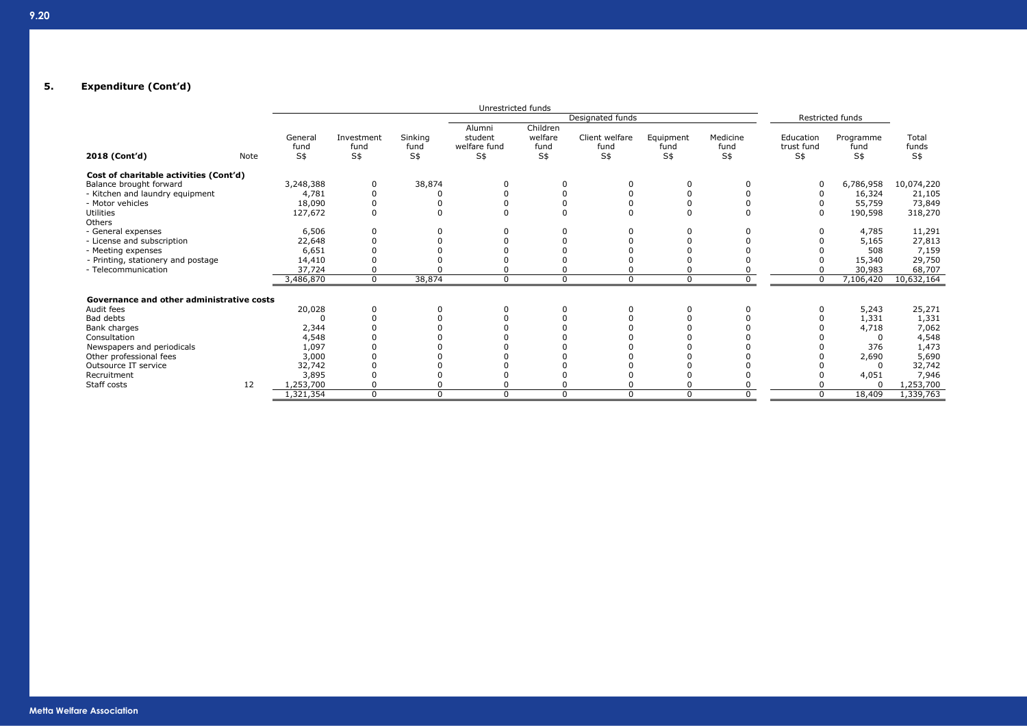## 5. Expenditure (Cont'd)

| | | Unrestricted funds | | | | | | | | Restricted funds | | |
|---|---|---|---|---|---|---|---|---|---|---|---|---|
| | | | | | Designated funds | | | | | | | |
| **2018 (Cont'd)** | Note | General fund S$ | Investment fund S$ | Sinking fund S$ | Alumni student welfare fund S$ | Children welfare fund S$ | Client welfare fund S$ | Equipment fund S$ | Medicine fund S$ | Education trust fund S$ | Programme fund S$ | Total funds S$ |
| **Cost of charitable activities (Cont'd)** | | | | | | | | | | | | |
| Balance brought forward | | 3,248,388 | 0 | 38,874 | 0 | 0 | 0 | 0 | 0 | 0 | 6,786,958 | 10,074,220 |
| - Kitchen and laundry equipment | | 4,781 | 0 | 0 | 0 | 0 | 0 | 0 | 0 | 0 | 16,324 | 21,105 |
| - Motor vehicles | | 18,090 | 0 | 0 | 0 | 0 | 0 | 0 | 0 | 0 | 55,759 | 73,849 |
| Utilities | | 127,672 | 0 | 0 | 0 | 0 | 0 | 0 | 0 | 0 | 190,598 | 318,270 |
| Others | | | | | | | | | | | | |
| - General expenses | | 6,506 | 0 | 0 | 0 | 0 | 0 | 0 | 0 | 0 | 4,785 | 11,291 |
| - License and subscription | | 22,648 | 0 | 0 | 0 | 0 | 0 | 0 | 0 | 0 | 5,165 | 27,813 |
| - Meeting expenses | | 6,651 | 0 | 0 | 0 | 0 | 0 | 0 | 0 | 0 | 508 | 7,159 |
| - Printing, stationery and postage | | 14,410 | 0 | 0 | 0 | 0 | 0 | 0 | 0 | 0 | 15,340 | 29,750 |
| - Telecommunication | | 37,724 | 0 | 0 | 0 | 0 | 0 | 0 | 0 | 0 | 30,983 | 68,707 |
| | | 3,486,870 | 0 | 38,874 | 0 | 0 | 0 | 0 | 0 | 0 | 7,106,420 | 10,632,164 |
| **Governance and other administrative costs** | | | | | | | | | | | | |
| Audit fees | | 20,028 | 0 | 0 | 0 | 0 | 0 | 0 | 0 | 0 | 5,243 | 25,271 |
| Bad debts | | 0 | 0 | 0 | 0 | 0 | 0 | 0 | 0 | 0 | 1,331 | 1,331 |
| Bank charges | | 2,344 | 0 | 0 | 0 | 0 | 0 | 0 | 0 | 0 | 4,718 | 7,062 |
| Consultation | | 4,548 | 0 | 0 | 0 | 0 | 0 | 0 | 0 | 0 | 0 | 4,548 |
| Newspapers and periodicals | | 1,097 | 0 | 0 | 0 | 0 | 0 | 0 | 0 | 0 | 376 | 1,473 |
| Other professional fees | | 3,000 | 0 | 0 | 0 | 0 | 0 | 0 | 0 | 0 | 2,690 | 5,690 |
| Outsource IT service | | 32,742 | 0 | 0 | 0 | 0 | 0 | 0 | 0 | 0 | 0 | 32,742 |
| Recruitment | | 3,895 | 0 | 0 | 0 | 0 | 0 | 0 | 0 | 0 | 4,051 | 7,946 |
| Staff costs | 12 | 1,253,700 | 0 | 0 | 0 | 0 | 0 | 0 | 0 | 0 | 0 | 1,253,700 |
| | | 1,321,354 | 0 | 0 | 0 | 0 | 0 | 0 | 0 | 0 | 18,409 | 1,339,763 |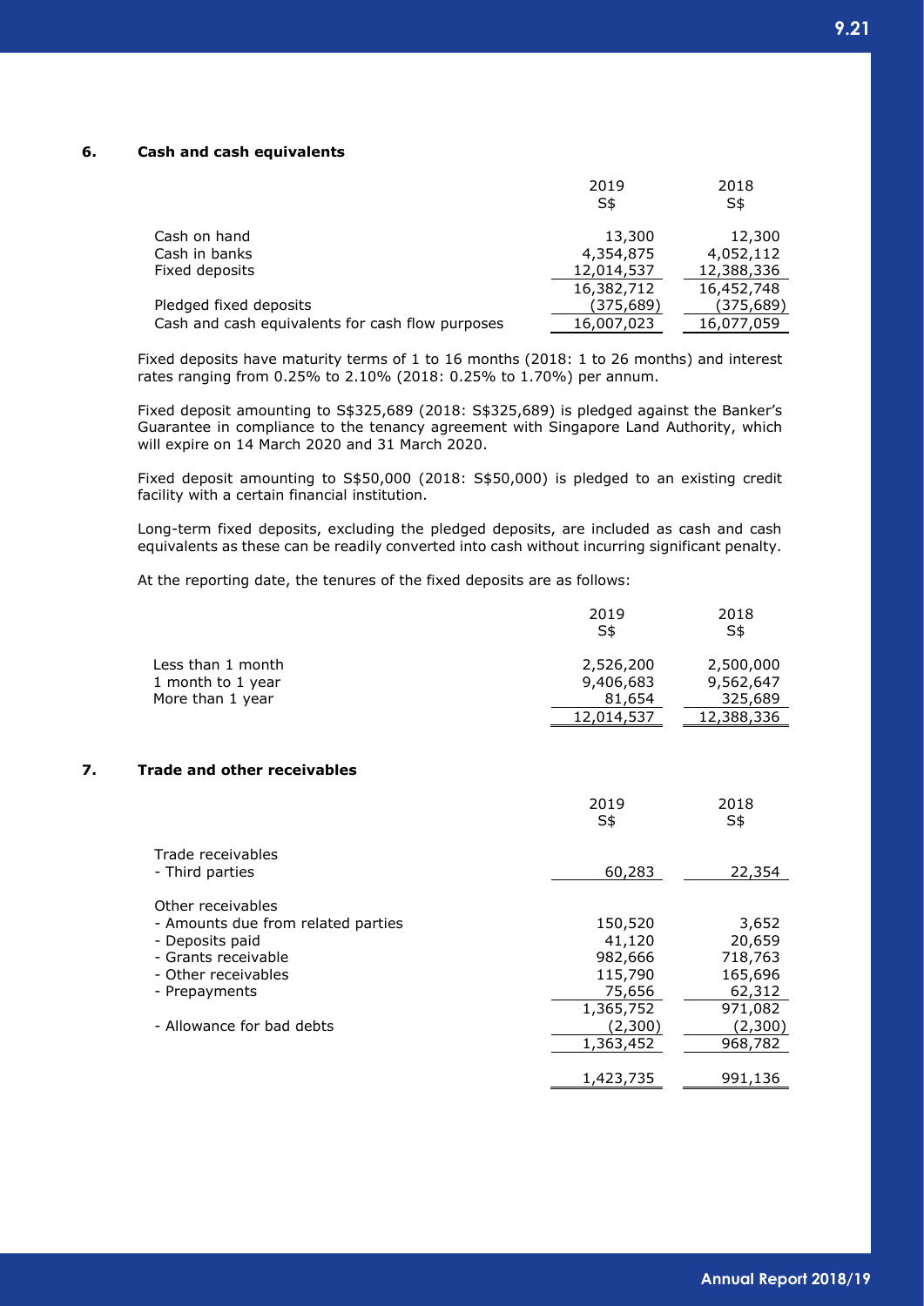## 6. Cash and cash equivalents

| | 2019 S$ | 2018 S$ |
|---|---|---|
| Cash on hand | 13,300 | 12,300 |
| Cash in banks | 4,354,875 | 4,052,112 |
| Fixed deposits | 12,014,537 | 12,388,336 |
| | 16,382,712 | 16,452,748 |
| Pledged fixed deposits | (375,689) | (375,689) |
| Cash and cash equivalents for cash flow purposes | 16,007,023 | 16,077,059 |

Fixed deposits have maturity terms of 1 to 16 months (2018: 1 to 26 months) and interest rates ranging from 0.25% to 2.10% (2018: 0.25% to 1.70%) per annum.

Fixed deposit amounting to S$325,689 (2018: S$325,689) is pledged against the Banker's Guarantee in compliance to the tenancy agreement with Singapore Land Authority, which will expire on 14 March 2020 and 31 March 2020.

Fixed deposit amounting to S$50,000 (2018: S$50,000) is pledged to an existing credit facility with a certain financial institution.

Long-term fixed deposits, excluding the pledged deposits, are included as cash and cash equivalents as these can be readily converted into cash without incurring significant penalty.

At the reporting date, the tenures of the fixed deposits are as follows:

| | 2019 S$ | 2018 S$ |
|---|---|---|
| Less than 1 month | 2,526,200 | 2,500,000 |
| 1 month to 1 year | 9,406,683 | 9,562,647 |
| More than 1 year | 81,654 | 325,689 |
| | 12,014,537 | 12,388,336 |

## 7. Trade and other receivables

| | 2019 S$ | 2018 S$ |
|---|---|---|
| Trade receivables | | |
| - Third parties | 60,283 | 22,354 |
| Other receivables | | |
| - Amounts due from related parties | 150,520 | 3,652 |
| - Deposits paid | 41,120 | 20,659 |
| - Grants receivable | 982,666 | 718,763 |
| - Other receivables | 115,790 | 165,696 |
| - Prepayments | 75,656 | 62,312 |
| | 1,365,752 | 971,082 |
| - Allowance for bad debts | (2,300) | (2,300) |
| | 1,363,452 | 968,782 |
| | 1,423,735 | 991,136 |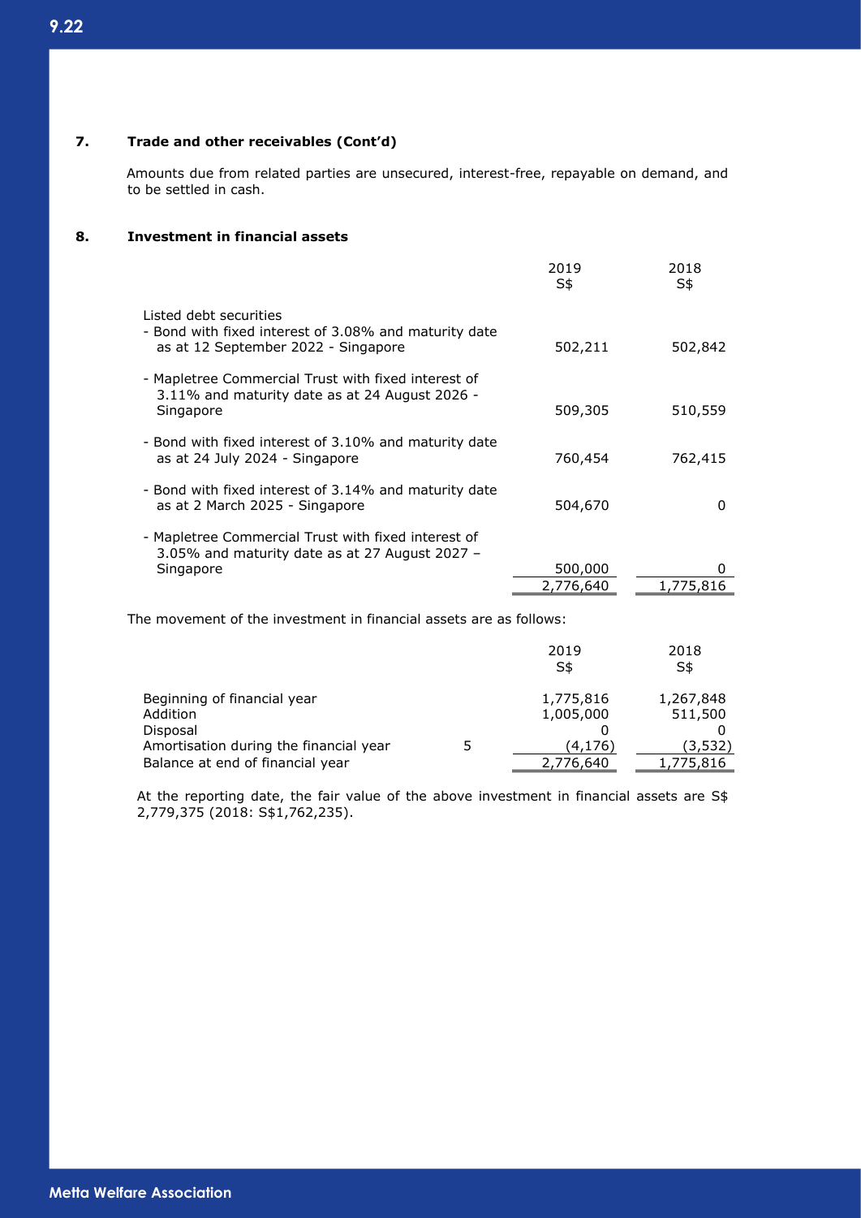## 7. Trade and other receivables (Cont'd)

Amounts due from related parties are unsecured, interest-free, repayable on demand, and to be settled in cash.

## 8. Investment in financial assets

| | 2019 S$ | 2018 S$ |
|---|---|---|
| Listed debt securities | | |
| - Bond with fixed interest of 3.08% and maturity date as at 12 September 2022 - Singapore | 502,211 | 502,842 |
| - Mapletree Commercial Trust with fixed interest of 3.11% and maturity date as at 24 August 2026 - Singapore | 509,305 | 510,559 |
| - Bond with fixed interest of 3.10% and maturity date as at 24 July 2024 - Singapore | 760,454 | 762,415 |
| - Bond with fixed interest of 3.14% and maturity date as at 2 March 2025 - Singapore | 504,670 | 0 |
| - Mapletree Commercial Trust with fixed interest of 3.05% and maturity date as at 27 August 2027 – Singapore | 500,000 | 0 |
| | 2,776,640 | 1,775,816 |

The movement of the investment in financial assets are as follows:

| | | 2019 S$ | 2018 S$ |
|---|---|---|---|
| Beginning of financial year | | 1,775,816 | 1,267,848 |
| Addition | | 1,005,000 | 511,500 |
| Disposal | | 0 | 0 |
| Amortisation during the financial year | 5 | (4,176) | (3,532) |
| Balance at end of financial year | | 2,776,640 | 1,775,816 |

At the reporting date, the fair value of the above investment in financial assets are S$ 2,779,375 (2018: S$1,762,235).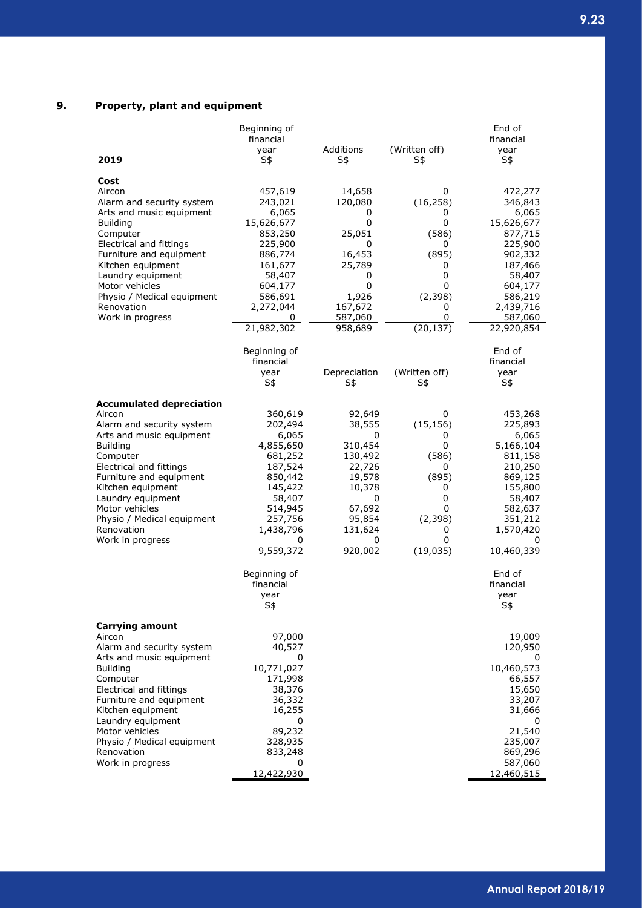## 9. Property, plant and equipment

| 2019 | Beginning of financial year S$ | Additions S$ | (Written off) S$ | End of financial year S$ |
|---|---|---|---|---|
| **Cost** | | | | |
| Aircon | 457,619 | 14,658 | 0 | 472,277 |
| Alarm and security system | 243,021 | 120,080 | (16,258) | 346,843 |
| Arts and music equipment | 6,065 | 0 | 0 | 6,065 |
| Building | 15,626,677 | 0 | 0 | 15,626,677 |
| Computer | 853,250 | 25,051 | (586) | 877,715 |
| Electrical and fittings | 225,900 | 0 | 0 | 225,900 |
| Furniture and equipment | 886,774 | 16,453 | (895) | 902,332 |
| Kitchen equipment | 161,677 | 25,789 | 0 | 187,466 |
| Laundry equipment | 58,407 | 0 | 0 | 58,407 |
| Motor vehicles | 604,177 | 0 | 0 | 604,177 |
| Physio / Medical equipment | 586,691 | 1,926 | (2,398) | 586,219 |
| Renovation | 2,272,044 | 167,672 | 0 | 2,439,716 |
| Work in progress | 0 | 587,060 | 0 | 587,060 |
| | 21,982,302 | 958,689 | (20,137) | 22,920,854 |

| | Beginning of financial year S$ | Depreciation S$ | (Written off) S$ | End of financial year S$ |
|---|---|---|---|---|
| **Accumulated depreciation** | | | | |
| Aircon | 360,619 | 92,649 | 0 | 453,268 |
| Alarm and security system | 202,494 | 38,555 | (15,156) | 225,893 |
| Arts and music equipment | 6,065 | 0 | 0 | 6,065 |
| Building | 4,855,650 | 310,454 | 0 | 5,166,104 |
| Computer | 681,252 | 130,492 | (586) | 811,158 |
| Electrical and fittings | 187,524 | 22,726 | 0 | 210,250 |
| Furniture and equipment | 850,442 | 19,578 | (895) | 869,125 |
| Kitchen equipment | 145,422 | 10,378 | 0 | 155,800 |
| Laundry equipment | 58,407 | 0 | 0 | 58,407 |
| Motor vehicles | 514,945 | 67,692 | 0 | 582,637 |
| Physio / Medical equipment | 257,756 | 95,854 | (2,398) | 351,212 |
| Renovation | 1,438,796 | 131,624 | 0 | 1,570,420 |
| Work in progress | 0 | 0 | 0 | 0 |
| | 9,559,372 | 920,002 | (19,035) | 10,460,339 |

| | Beginning of financial year S$ | End of financial year S$ |
|---|---|---|
| **Carrying amount** | | |
| Aircon | 97,000 | 19,009 |
| Alarm and security system | 40,527 | 120,950 |
| Arts and music equipment | 0 | 0 |
| Building | 10,771,027 | 10,460,573 |
| Computer | 171,998 | 66,557 |
| Electrical and fittings | 38,376 | 15,650 |
| Furniture and equipment | 36,332 | 33,207 |
| Kitchen equipment | 16,255 | 31,666 |
| Laundry equipment | 0 | 0 |
| Motor vehicles | 89,232 | 21,540 |
| Physio / Medical equipment | 328,935 | 235,007 |
| Renovation | 833,248 | 869,296 |
| Work in progress | 0 | 587,060 |
| | 12,422,930 | 12,460,515 |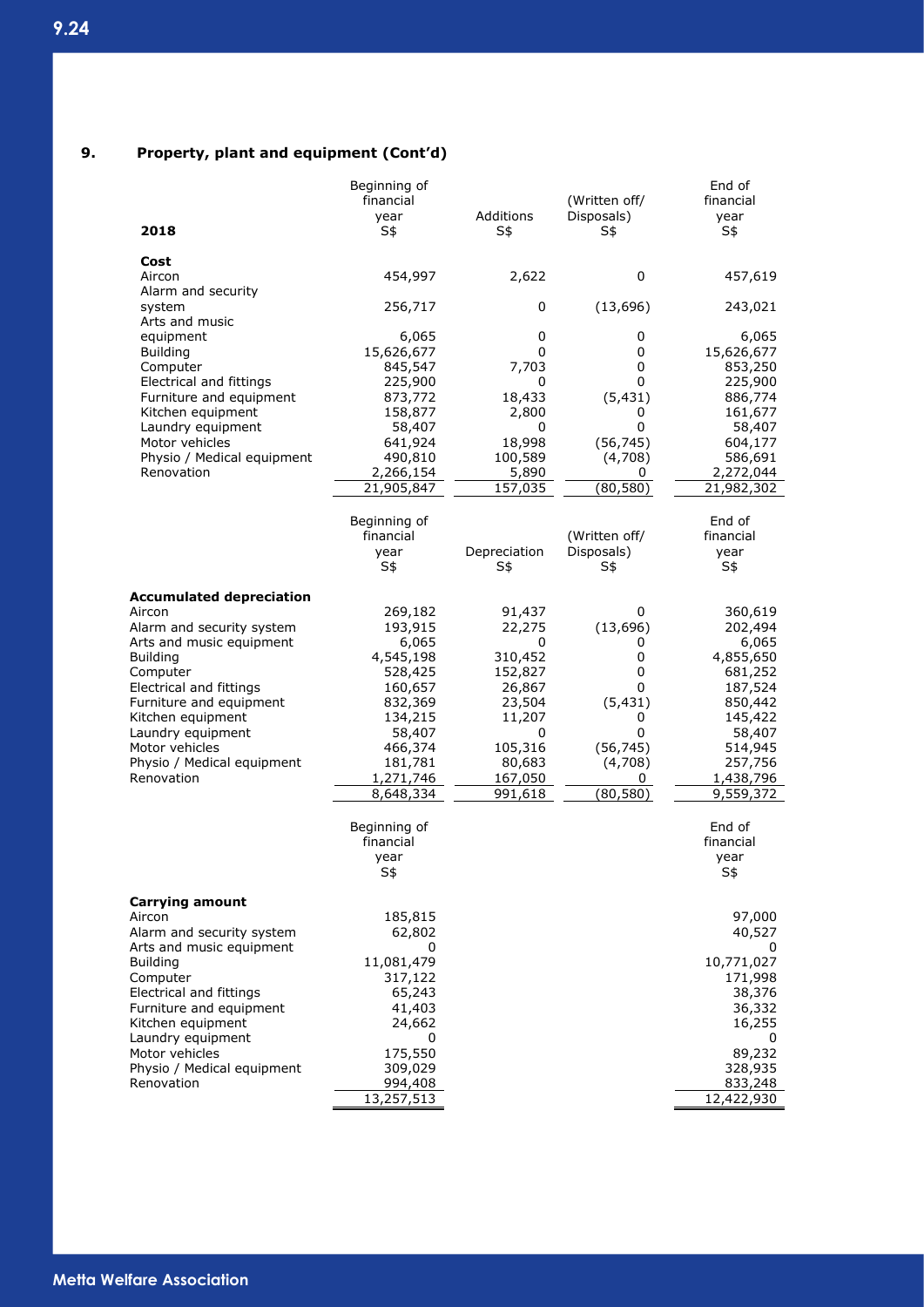## 9. Property, plant and equipment (Cont'd)

| 2018 | Beginning of financial year S$ | Additions S$ | (Written off/ Disposals) S$ | End of financial year S$ |
|---|---|---|---|---|
| **Cost** | | | | |
| Aircon | 454,997 | 2,622 | 0 | 457,619 |
| Alarm and security system | 256,717 | 0 | (13,696) | 243,021 |
| Arts and music equipment | 6,065 | 0 | 0 | 6,065 |
| Building | 15,626,677 | 0 | 0 | 15,626,677 |
| Computer | 845,547 | 7,703 | 0 | 853,250 |
| Electrical and fittings | 225,900 | 0 | 0 | 225,900 |
| Furniture and equipment | 873,772 | 18,433 | (5,431) | 886,774 |
| Kitchen equipment | 158,877 | 2,800 | 0 | 161,677 |
| Laundry equipment | 58,407 | 0 | 0 | 58,407 |
| Motor vehicles | 641,924 | 18,998 | (56,745) | 604,177 |
| Physio / Medical equipment | 490,810 | 100,589 | (4,708) | 586,691 |
| Renovation | 2,266,154 | 5,890 | 0 | 2,272,044 |
| | 21,905,847 | 157,035 | (80,580) | 21,982,302 |

| | Beginning of financial year S$ | Depreciation S$ | (Written off/ Disposals) S$ | End of financial year S$ |
|---|---|---|---|---|
| **Accumulated depreciation** | | | | |
| Aircon | 269,182 | 91,437 | 0 | 360,619 |
| Alarm and security system | 193,915 | 22,275 | (13,696) | 202,494 |
| Arts and music equipment | 6,065 | 0 | 0 | 6,065 |
| Building | 4,545,198 | 310,452 | 0 | 4,855,650 |
| Computer | 528,425 | 152,827 | 0 | 681,252 |
| Electrical and fittings | 160,657 | 26,867 | 0 | 187,524 |
| Furniture and equipment | 832,369 | 23,504 | (5,431) | 850,442 |
| Kitchen equipment | 134,215 | 11,207 | 0 | 145,422 |
| Laundry equipment | 58,407 | 0 | 0 | 58,407 |
| Motor vehicles | 466,374 | 105,316 | (56,745) | 514,945 |
| Physio / Medical equipment | 181,781 | 80,683 | (4,708) | 257,756 |
| Renovation | 1,271,746 | 167,050 | 0 | 1,438,796 |
| | 8,648,334 | 991,618 | (80,580) | 9,559,372 |

| | Beginning of financial year S$ | End of financial year S$ |
|---|---|---|
| **Carrying amount** | | |
| Aircon | 185,815 | 97,000 |
| Alarm and security system | 62,802 | 40,527 |
| Arts and music equipment | 0 | 0 |
| Building | 11,081,479 | 10,771,027 |
| Computer | 317,122 | 171,998 |
| Electrical and fittings | 65,243 | 38,376 |
| Furniture and equipment | 41,403 | 36,332 |
| Kitchen equipment | 24,662 | 16,255 |
| Laundry equipment | 0 | 0 |
| Motor vehicles | 175,550 | 89,232 |
| Physio / Medical equipment | 309,029 | 328,935 |
| Renovation | 994,408 | 833,248 |
| | 13,257,513 | 12,422,930 |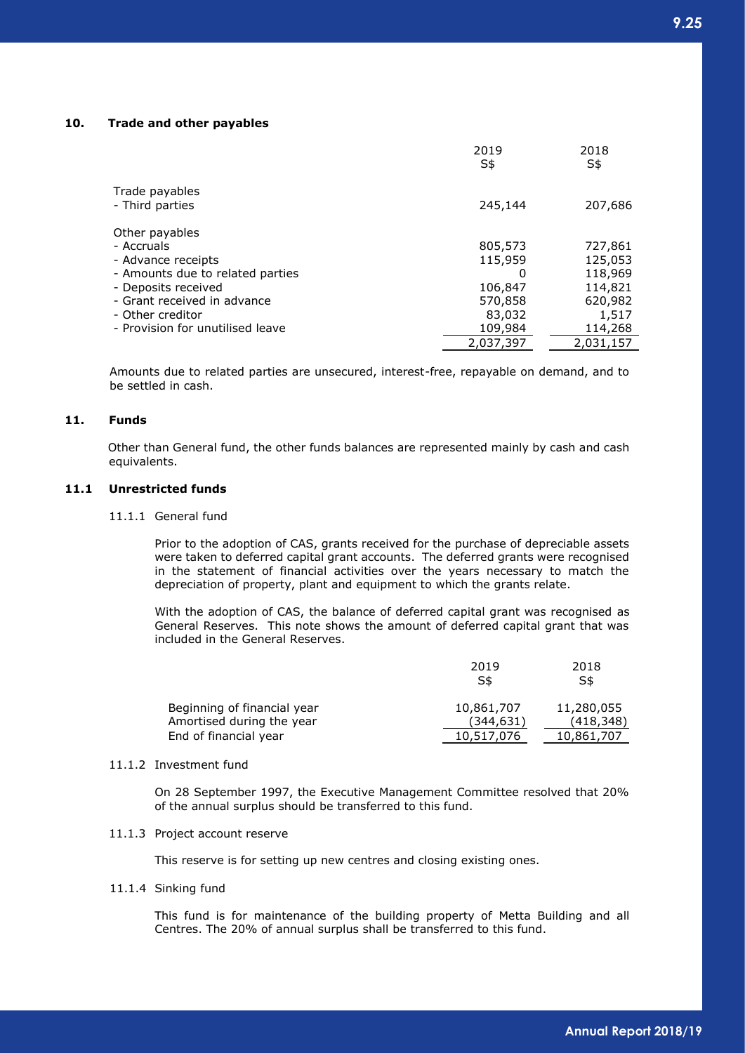## 10. Trade and other payables

| | 2019<br>S$ | 2018<br>S$ |
|---|---|---|
| Trade payables | | |
| - Third parties | 245,144 | 207,686 |
| Other payables | | |
| - Accruals | 805,573 | 727,861 |
| - Advance receipts | 115,959 | 125,053 |
| - Amounts due to related parties | 0 | 118,969 |
| - Deposits received | 106,847 | 114,821 |
| - Grant received in advance | 570,858 | 620,982 |
| - Other creditor | 83,032 | 1,517 |
| - Provision for unutilised leave | 109,984 | 114,268 |
| | 2,037,397 | 2,031,157 |

Amounts due to related parties are unsecured, interest-free, repayable on demand, and to be settled in cash.

## 11. Funds

Other than General fund, the other funds balances are represented mainly by cash and cash equivalents.

### 11.1 Unrestricted funds

#### 11.1.1 General fund

Prior to the adoption of CAS, grants received for the purchase of depreciable assets were taken to deferred capital grant accounts. The deferred grants were recognised in the statement of financial activities over the years necessary to match the depreciation of property, plant and equipment to which the grants relate.

With the adoption of CAS, the balance of deferred capital grant was recognised as General Reserves. This note shows the amount of deferred capital grant that was included in the General Reserves.

| | 2019<br>S$ | 2018<br>S$ |
|---|---|---|
| Beginning of financial year | 10,861,707 | 11,280,055 |
| Amortised during the year | (344,631) | (418,348) |
| End of financial year | 10,517,076 | 10,861,707 |

#### 11.1.2 Investment fund

On 28 September 1997, the Executive Management Committee resolved that 20% of the annual surplus should be transferred to this fund.

#### 11.1.3 Project account reserve

This reserve is for setting up new centres and closing existing ones.

#### 11.1.4 Sinking fund

This fund is for maintenance of the building property of Metta Building and all Centres. The 20% of annual surplus shall be transferred to this fund.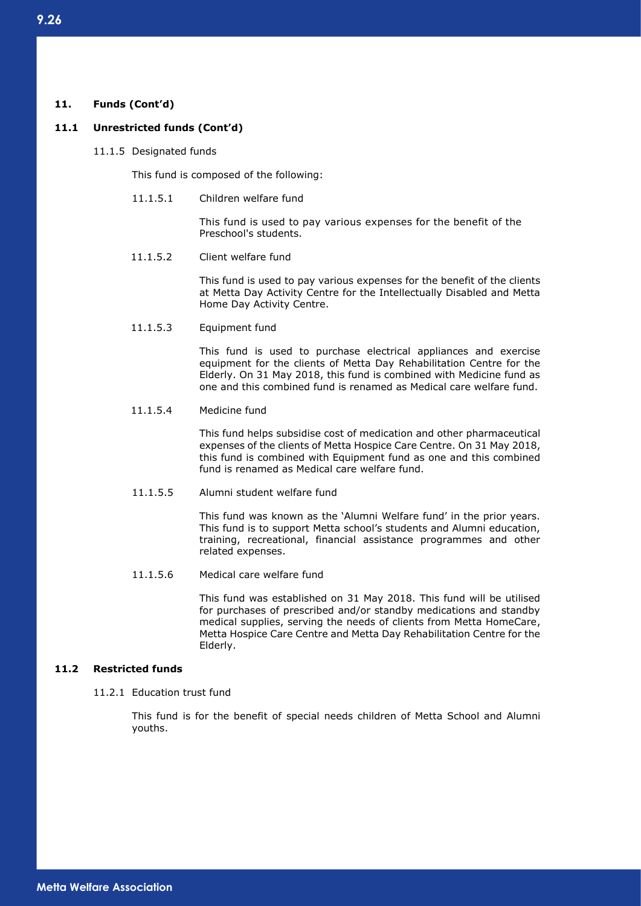**11. Funds (Cont'd)**

**11.1 Unrestricted funds (Cont'd)**

11.1.5 Designated funds

This fund is composed of the following:

11.1.5.1 Children welfare fund

This fund is used to pay various expenses for the benefit of the Preschool's students.

11.1.5.2 Client welfare fund

This fund is used to pay various expenses for the benefit of the clients at Metta Day Activity Centre for the Intellectually Disabled and Metta Home Day Activity Centre.

11.1.5.3 Equipment fund

This fund is used to purchase electrical appliances and exercise equipment for the clients of Metta Day Rehabilitation Centre for the Elderly. On 31 May 2018, this fund is combined with Medicine fund as one and this combined fund is renamed as Medical care welfare fund.

11.1.5.4 Medicine fund

This fund helps subsidise cost of medication and other pharmaceutical expenses of the clients of Metta Hospice Care Centre. On 31 May 2018, this fund is combined with Equipment fund as one and this combined fund is renamed as Medical care welfare fund.

11.1.5.5 Alumni student welfare fund

This fund was known as the 'Alumni Welfare fund' in the prior years. This fund is to support Metta school's students and Alumni education, training, recreational, financial assistance programmes and other related expenses.

11.1.5.6 Medical care welfare fund

This fund was established on 31 May 2018. This fund will be utilised for purchases of prescribed and/or standby medications and standby medical supplies, serving the needs of clients from Metta HomeCare, Metta Hospice Care Centre and Metta Day Rehabilitation Centre for the Elderly.

**11.2 Restricted funds**

11.2.1 Education trust fund

This fund is for the benefit of special needs children of Metta School and Alumni youths.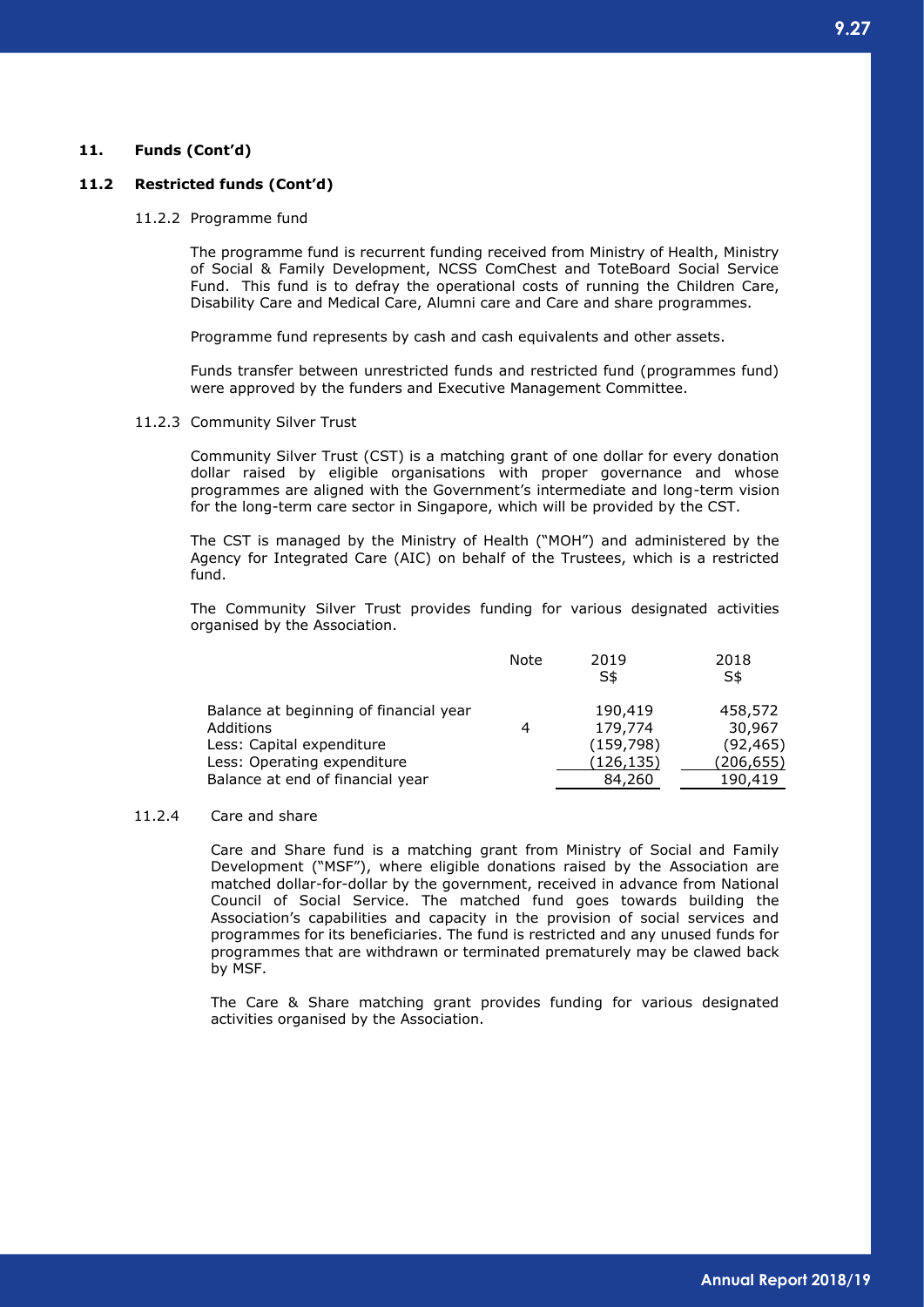## 11. Funds (Cont'd)

### 11.2 Restricted funds (Cont'd)

#### 11.2.2 Programme fund

The programme fund is recurrent funding received from Ministry of Health, Ministry of Social & Family Development, NCSS ComChest and ToteBoard Social Service Fund. This fund is to defray the operational costs of running the Children Care, Disability Care and Medical Care, Alumni care and Care and share programmes.

Programme fund represents by cash and cash equivalents and other assets.

Funds transfer between unrestricted funds and restricted fund (programmes fund) were approved by the funders and Executive Management Committee.

#### 11.2.3 Community Silver Trust

Community Silver Trust (CST) is a matching grant of one dollar for every donation dollar raised by eligible organisations with proper governance and whose programmes are aligned with the Government's intermediate and long-term vision for the long-term care sector in Singapore, which will be provided by the CST.

The CST is managed by the Ministry of Health ("MOH") and administered by the Agency for Integrated Care (AIC) on behalf of the Trustees, which is a restricted fund.

The Community Silver Trust provides funding for various designated activities organised by the Association.

| | Note | 2019<br>S$ | 2018<br>S$ |
|---|---|---|---|
| Balance at beginning of financial year | | 190,419 | 458,572 |
| Additions | 4 | 179,774 | 30,967 |
| Less: Capital expenditure | | (159,798) | (92,465) |
| Less: Operating expenditure | | (126,135) | (206,655) |
| Balance at end of financial year | | 84,260 | 190,419 |

#### 11.2.4 Care and share

Care and Share fund is a matching grant from Ministry of Social and Family Development ("MSF"), where eligible donations raised by the Association are matched dollar-for-dollar by the government, received in advance from National Council of Social Service. The matched fund goes towards building the Association's capabilities and capacity in the provision of social services and programmes for its beneficiaries. The fund is restricted and any unused funds for programmes that are withdrawn or terminated prematurely may be clawed back by MSF.

The Care & Share matching grant provides funding for various designated activities organised by the Association.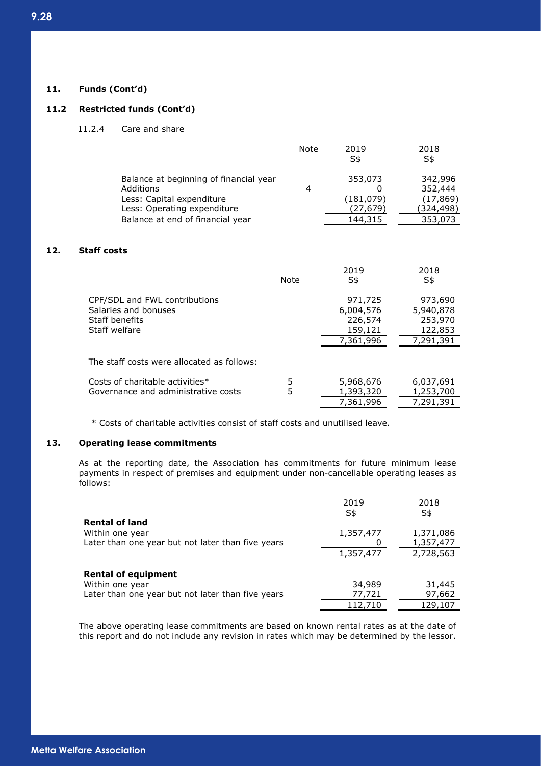### 11. Funds (Cont'd)

### 11.2 Restricted funds (Cont'd)

11.2.4 Care and share

| | Note | 2019 S$ | 2018 S$ |
|---|---|---|---|
| Balance at beginning of financial year | | 353,073 | 342,996 |
| Additions | 4 | 0 | 352,444 |
| Less: Capital expenditure | | (181,079) | (17,869) |
| Less: Operating expenditure | | (27,679) | (324,498) |
| Balance at end of financial year | | 144,315 | 353,073 |

### 12. Staff costs

| | Note | 2019 S$ | 2018 S$ |
|---|---|---|---|
| CPF/SDL and FWL contributions | | 971,725 | 973,690 |
| Salaries and bonuses | | 6,004,576 | 5,940,878 |
| Staff benefits | | 226,574 | 253,970 |
| Staff welfare | | 159,121 | 122,853 |
| | | 7,361,996 | 7,291,391 |

The staff costs were allocated as follows:

| | Note | 2019 S$ | 2018 S$ |
|---|---|---|---|
| Costs of charitable activities* | 5 | 5,968,676 | 6,037,691 |
| Governance and administrative costs | 5 | 1,393,320 | 1,253,700 |
| | | 7,361,996 | 7,291,391 |

* Costs of charitable activities consist of staff costs and unutilised leave.

### 13. Operating lease commitments

As at the reporting date, the Association has commitments for future minimum lease payments in respect of premises and equipment under non-cancellable operating leases as follows:

| | 2019 S$ | 2018 S$ |
|---|---|---|
| **Rental of land** | | |
| Within one year | 1,357,477 | 1,371,086 |
| Later than one year but not later than five years | 0 | 1,357,477 |
| | 1,357,477 | 2,728,563 |
| **Rental of equipment** | | |
| Within one year | 34,989 | 31,445 |
| Later than one year but not later than five years | 77,721 | 97,662 |
| | 112,710 | 129,107 |

The above operating lease commitments are based on known rental rates as at the date of this report and do not include any revision in rates which may be determined by the lessor.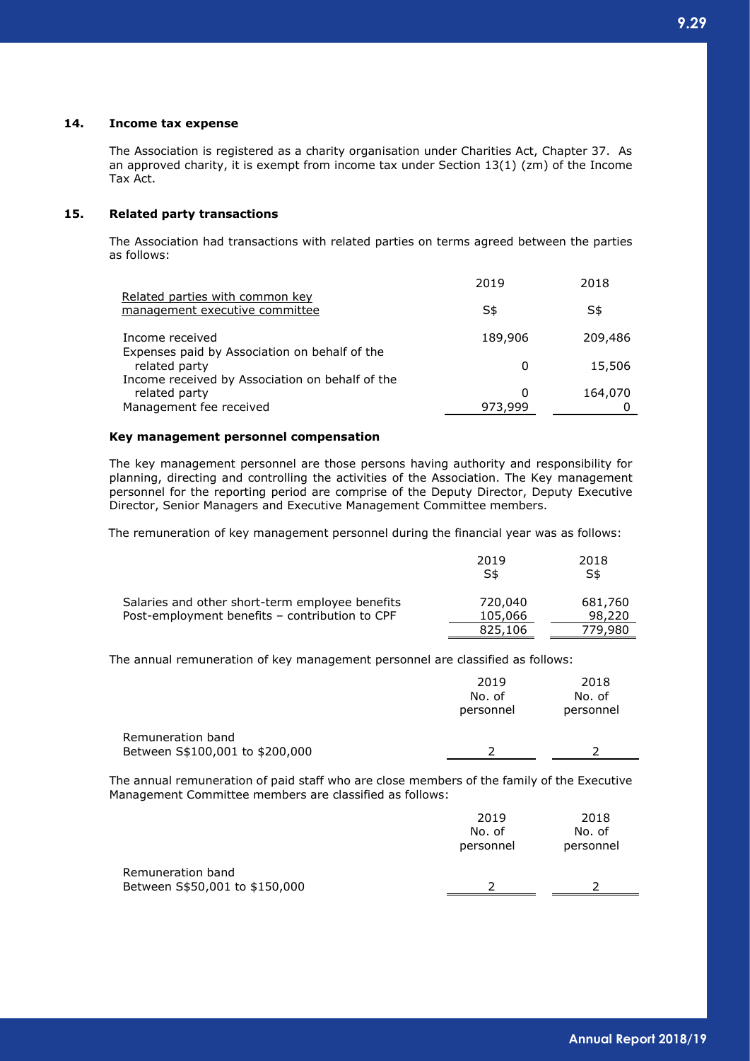### 14. Income tax expense

The Association is registered as a charity organisation under Charities Act, Chapter 37. As an approved charity, it is exempt from income tax under Section 13(1) (zm) of the Income Tax Act.

### 15. Related party transactions

The Association had transactions with related parties on terms agreed between the parties as follows:

| Related parties with common key management executive committee | 2019<br>S$ | 2018<br>S$ |
|---|---|---|
| Income received | 189,906 | 209,486 |
| Expenses paid by Association on behalf of the related party | 0 | 15,506 |
| Income received by Association on behalf of the related party | 0 | 164,070 |
| Management fee received | 973,999 | 0 |

**Key management personnel compensation**

The key management personnel are those persons having authority and responsibility for planning, directing and controlling the activities of the Association. The Key management personnel for the reporting period are comprise of the Deputy Director, Deputy Executive Director, Senior Managers and Executive Management Committee members.

The remuneration of key management personnel during the financial year was as follows:

| | 2019<br>S$ | 2018<br>S$ |
|---|---|---|
| Salaries and other short-term employee benefits | 720,040 | 681,760 |
| Post-employment benefits – contribution to CPF | 105,066 | 98,220 |
| | 825,106 | 779,980 |

The annual remuneration of key management personnel are classified as follows:

| | 2019<br>No. of personnel | 2018<br>No. of personnel |
|---|---|---|
| Remuneration band<br>Between S$100,001 to $200,000 | 2 | 2 |

The annual remuneration of paid staff who are close members of the family of the Executive Management Committee members are classified as follows:

| | 2019<br>No. of personnel | 2018<br>No. of personnel |
|---|---|---|
| Remuneration band<br>Between S$50,001 to $150,000 | 2 | 2 |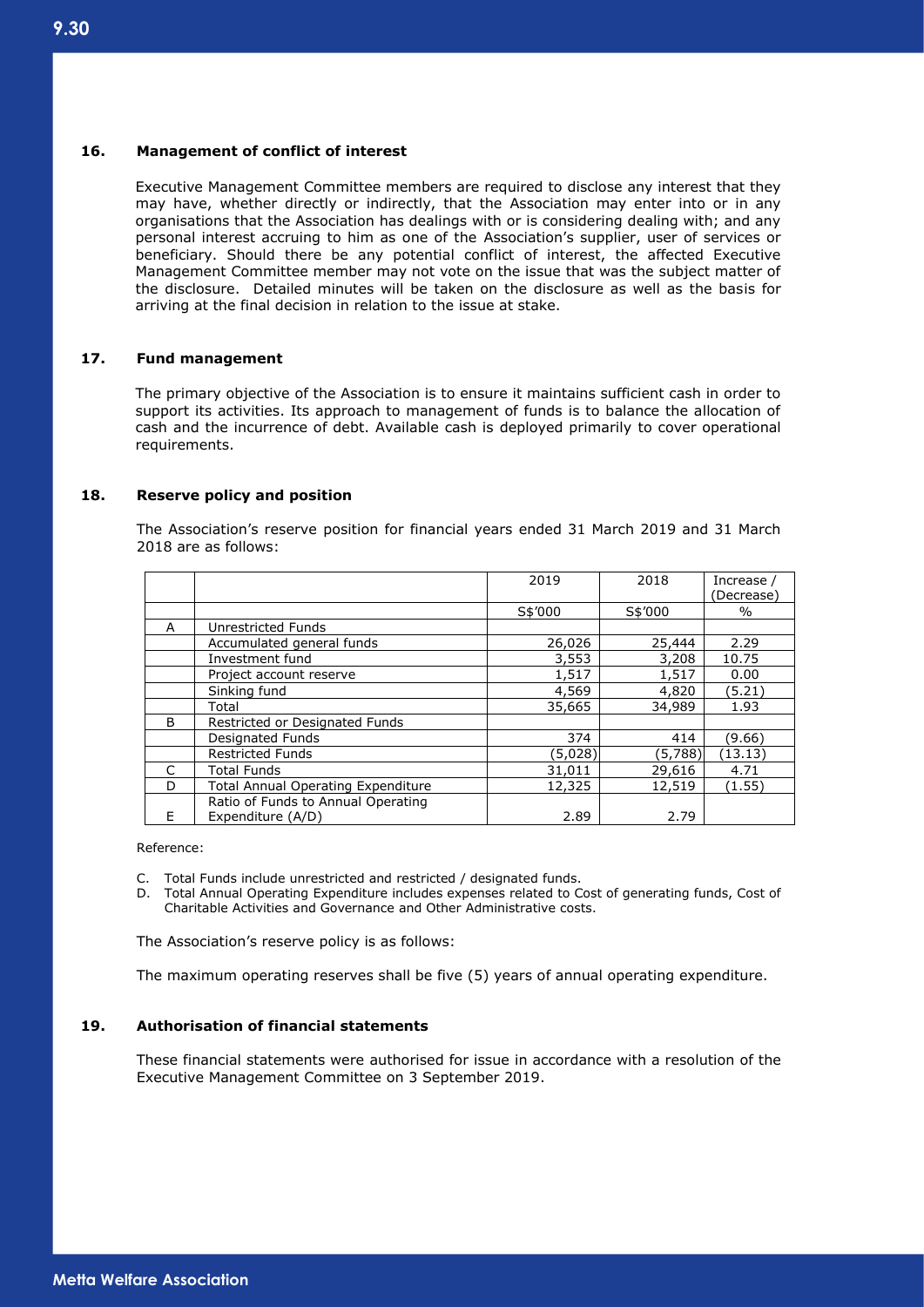### 16. Management of conflict of interest

Executive Management Committee members are required to disclose any interest that they may have, whether directly or indirectly, that the Association may enter into or in any organisations that the Association has dealings with or is considering dealing with; and any personal interest accruing to him as one of the Association's supplier, user of services or beneficiary. Should there be any potential conflict of interest, the affected Executive Management Committee member may not vote on the issue that was the subject matter of the disclosure. Detailed minutes will be taken on the disclosure as well as the basis for arriving at the final decision in relation to the issue at stake.

### 17. Fund management

The primary objective of the Association is to ensure it maintains sufficient cash in order to support its activities. Its approach to management of funds is to balance the allocation of cash and the incurrence of debt. Available cash is deployed primarily to cover operational requirements.

### 18. Reserve policy and position

The Association's reserve position for financial years ended 31 March 2019 and 31 March 2018 are as follows:

| | | 2019 | 2018 | Increase / (Decrease) |
|---|---|---|---|---|
| | | S$'000 | S$'000 | % |
| A | Unrestricted Funds | | | |
| | Accumulated general funds | 26,026 | 25,444 | 2.29 |
| | Investment fund | 3,553 | 3,208 | 10.75 |
| | Project account reserve | 1,517 | 1,517 | 0.00 |
| | Sinking fund | 4,569 | 4,820 | (5.21) |
| | Total | 35,665 | 34,989 | 1.93 |
| B | Restricted or Designated Funds | | | |
| | Designated Funds | 374 | 414 | (9.66) |
| | Restricted Funds | (5,028) | (5,788) | (13.13) |
| C | Total Funds | 31,011 | 29,616 | 4.71 |
| D | Total Annual Operating Expenditure | 12,325 | 12,519 | (1.55) |
| E | Ratio of Funds to Annual Operating Expenditure (A/D) | 2.89 | 2.79 | |

Reference:

C. Total Funds include unrestricted and restricted / designated funds.
D. Total Annual Operating Expenditure includes expenses related to Cost of generating funds, Cost of Charitable Activities and Governance and Other Administrative costs.

The Association's reserve policy is as follows:

The maximum operating reserves shall be five (5) years of annual operating expenditure.

### 19. Authorisation of financial statements

These financial statements were authorised for issue in accordance with a resolution of the Executive Management Committee on 3 September 2019.